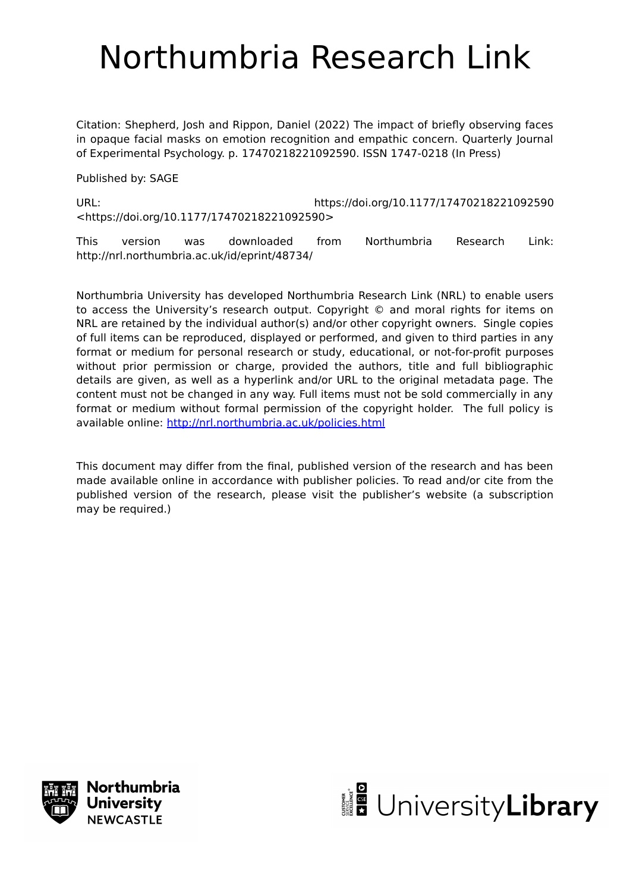# Northumbria Research Link

Citation: Shepherd, Josh and Rippon, Daniel (2022) The impact of briefly observing faces in opaque facial masks on emotion recognition and empathic concern. Quarterly Journal of Experimental Psychology. p. 17470218221092590. ISSN 1747-0218 (In Press)

Published by: SAGE

URL: https://doi.org/10.1177/17470218221092590 <https://doi.org/10.1177/17470218221092590>

This version was downloaded from Northumbria Research Link: http://nrl.northumbria.ac.uk/id/eprint/48734/

Northumbria University has developed Northumbria Research Link (NRL) to enable users to access the University's research output. Copyright © and moral rights for items on NRL are retained by the individual author(s) and/or other copyright owners. Single copies of full items can be reproduced, displayed or performed, and given to third parties in any format or medium for personal research or study, educational, or not-for-profit purposes without prior permission or charge, provided the authors, title and full bibliographic details are given, as well as a hyperlink and/or URL to the original metadata page. The content must not be changed in any way. Full items must not be sold commercially in any format or medium without formal permission of the copyright holder. The full policy is available online: http://nrl.northumbria.ac.uk/policies.html

This document may differ from the final, published version of the research and has been made available online in accordance with publisher policies. To read and/or cite from the published version of the research, please visit the publisher's website (a subscription may be required.)

Northumbria University NEWCASTLE

UniversityLibrary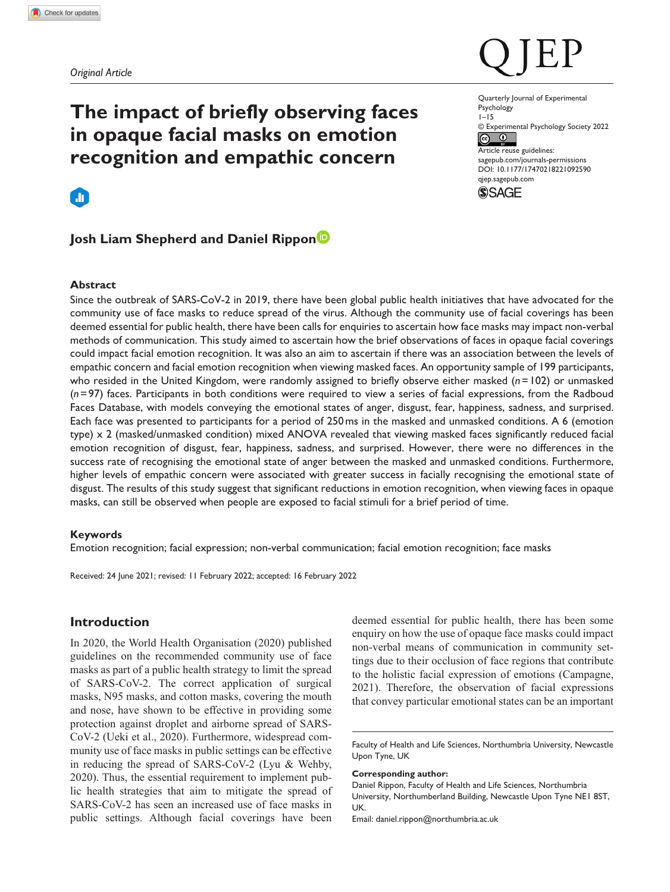*Original Article*

# The impact of briefly observing faces in opaque facial masks on emotion recognition and empathic concern

**Josh Liam Shepherd and Daniel Rippon**

## Abstract

Since the outbreak of SARS-CoV-2 in 2019, there have been global public health initiatives that have advocated for the community use of face masks to reduce spread of the virus. Although the community use of facial coverings has been deemed essential for public health, there have been calls for enquiries to ascertain how face masks may impact non-verbal methods of communication. This study aimed to ascertain how the brief observations of faces in opaque facial coverings could impact facial emotion recognition. It was also an aim to ascertain if there was an association between the levels of empathic concern and facial emotion recognition when viewing masked faces. An opportunity sample of 199 participants, who resided in the United Kingdom, were randomly assigned to briefly observe either masked ($n = 102$) or unmasked ($n = 97$) faces. Participants in both conditions were required to view a series of facial expressions, from the Radboud Faces Database, with models conveying the emotional states of anger, disgust, fear, happiness, sadness, and surprised. Each face was presented to participants for a period of 250 ms in the masked and unmasked conditions. A 6 (emotion type) x 2 (masked/unmasked condition) mixed ANOVA revealed that viewing masked faces significantly reduced facial emotion recognition of disgust, fear, happiness, sadness, and surprised. However, there were no differences in the success rate of recognising the emotional state of anger between the masked and unmasked conditions. Furthermore, higher levels of empathic concern were associated with greater success in facially recognising the emotional state of disgust. The results of this study suggest that significant reductions in emotion recognition, when viewing faces in opaque masks, can still be observed when people are exposed to facial stimuli for a brief period of time.

## Keywords

Emotion recognition; facial expression; non-verbal communication; facial emotion recognition; face masks

Received: 24 June 2021; revised: 11 February 2022; accepted: 16 February 2022

## Introduction

In 2020, the World Health Organisation (2020) published guidelines on the recommended community use of face masks as part of a public health strategy to limit the spread of SARS-CoV-2. The correct application of surgical masks, N95 masks, and cotton masks, covering the mouth and nose, have shown to be effective in providing some protection against droplet and airborne spread of SARS-CoV-2 (Ueki et al., 2020). Furthermore, widespread community use of face masks in public settings can be effective in reducing the spread of SARS-CoV-2 (Lyu & Wehby, 2020). Thus, the essential requirement to implement public health strategies that aim to mitigate the spread of SARS-CoV-2 has seen an increased use of face masks in public settings. Although facial coverings have been deemed essential for public health, there has been some enquiry on how the use of opaque face masks could impact non-verbal means of communication in community settings due to their occlusion of face regions that contribute to the holistic facial expression of emotions (Campagne, 2021). Therefore, the observation of facial expressions that convey particular emotional states can be an important

Faculty of Health and Life Sciences, Northumbria University, Newcastle Upon Tyne, UK

**Corresponding author:**
Daniel Rippon, Faculty of Health and Life Sciences, Northumbria University, Northumberland Building, Newcastle Upon Tyne NE1 8ST, UK.
Email: daniel.rippon@northumbria.ac.uk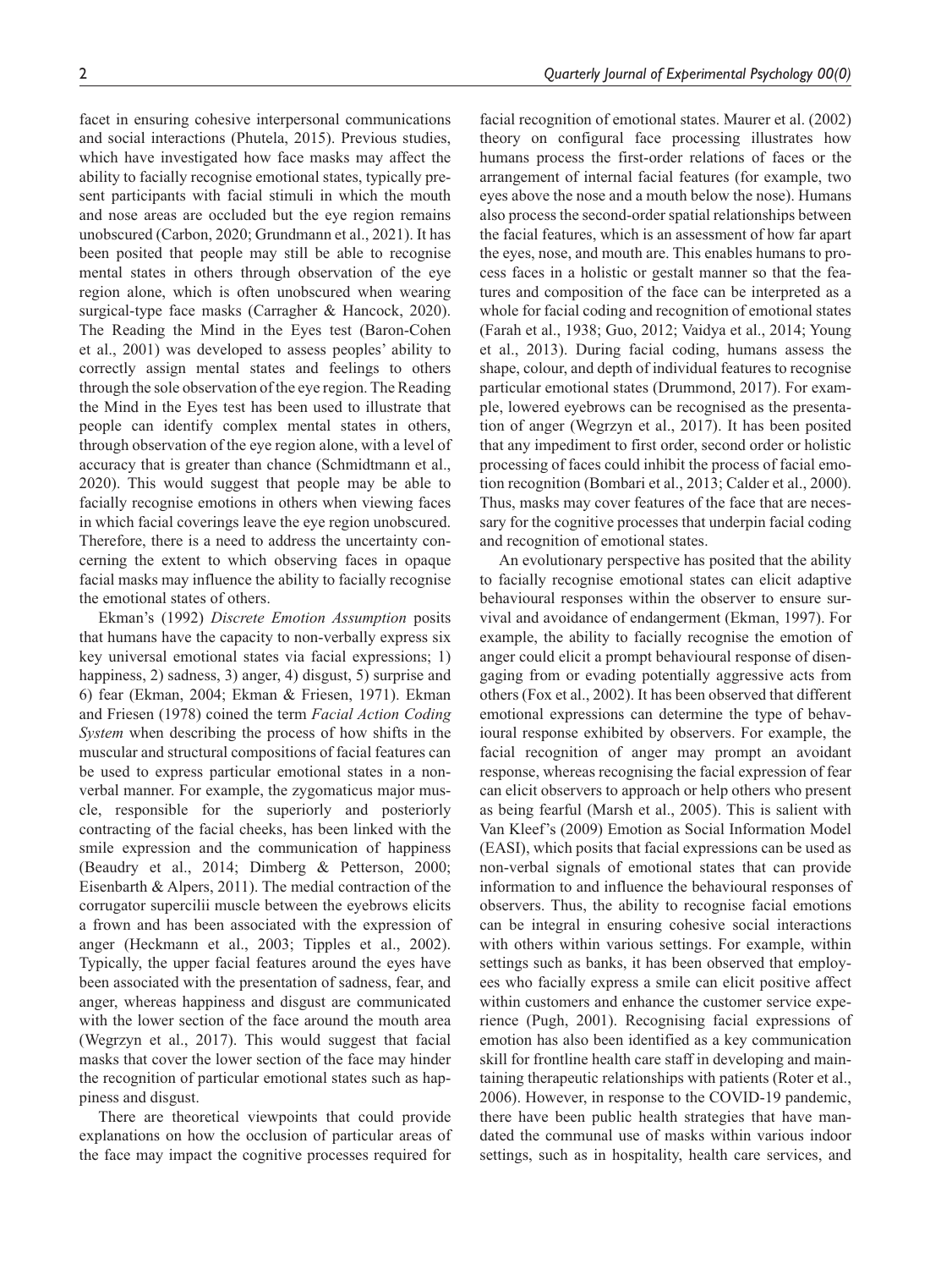facet in ensuring cohesive interpersonal communications and social interactions (Phutela, 2015). Previous studies, which have investigated how face masks may affect the ability to facially recognise emotional states, typically present participants with facial stimuli in which the mouth and nose areas are occluded but the eye region remains unobscured (Carbon, 2020; Grundmann et al., 2021). It has been posited that people may still be able to recognise mental states in others through observation of the eye region alone, which is often unobscured when wearing surgical-type face masks (Carragher & Hancock, 2020). The Reading the Mind in the Eyes test (Baron-Cohen et al., 2001) was developed to assess peoples' ability to correctly assign mental states and feelings to others through the sole observation of the eye region. The Reading the Mind in the Eyes test has been used to illustrate that people can identify complex mental states in others, through observation of the eye region alone, with a level of accuracy that is greater than chance (Schmidtmann et al., 2020). This would suggest that people may be able to facially recognise emotions in others when viewing faces in which facial coverings leave the eye region unobscured. Therefore, there is a need to address the uncertainty concerning the extent to which observing faces in opaque facial masks may influence the ability to facially recognise the emotional states of others.

Ekman's (1992) *Discrete Emotion Assumption* posits that humans have the capacity to non-verbally express six key universal emotional states via facial expressions; 1) happiness, 2) sadness, 3) anger, 4) disgust, 5) surprise and 6) fear (Ekman, 2004; Ekman & Friesen, 1971). Ekman and Friesen (1978) coined the term *Facial Action Coding System* when describing the process of how shifts in the muscular and structural compositions of facial features can be used to express particular emotional states in a non-verbal manner. For example, the zygomaticus major muscle, responsible for the superiorly and posteriorly contracting of the facial cheeks, has been linked with the smile expression and the communication of happiness (Beaudry et al., 2014; Dimberg & Petterson, 2000; Eisenbarth & Alpers, 2011). The medial contraction of the corrugator supercilii muscle between the eyebrows elicits a frown and has been associated with the expression of anger (Heckmann et al., 2003; Tipples et al., 2002). Typically, the upper facial features around the eyes have been associated with the presentation of sadness, fear, and anger, whereas happiness and disgust are communicated with the lower section of the face around the mouth area (Wegrzyn et al., 2017). This would suggest that facial masks that cover the lower section of the face may hinder the recognition of particular emotional states such as happiness and disgust.

There are theoretical viewpoints that could provide explanations on how the occlusion of particular areas of the face may impact the cognitive processes required for facial recognition of emotional states. Maurer et al. (2002) theory on configural face processing illustrates how humans process the first-order relations of faces or the arrangement of internal facial features (for example, two eyes above the nose and a mouth below the nose). Humans also process the second-order spatial relationships between the facial features, which is an assessment of how far apart the eyes, nose, and mouth are. This enables humans to process faces in a holistic or gestalt manner so that the features and composition of the face can be interpreted as a whole for facial coding and recognition of emotional states (Farah et al., 1938; Guo, 2012; Vaidya et al., 2014; Young et al., 2013). During facial coding, humans assess the shape, colour, and depth of individual features to recognise particular emotional states (Drummond, 2017). For example, lowered eyebrows can be recognised as the presentation of anger (Wegrzyn et al., 2017). It has been posited that any impediment to first order, second order or holistic processing of faces could inhibit the process of facial emotion recognition (Bombari et al., 2013; Calder et al., 2000). Thus, masks may cover features of the face that are necessary for the cognitive processes that underpin facial coding and recognition of emotional states.

An evolutionary perspective has posited that the ability to facially recognise emotional states can elicit adaptive behavioural responses within the observer to ensure survival and avoidance of endangerment (Ekman, 1997). For example, the ability to facially recognise the emotion of anger could elicit a prompt behavioural response of disengaging from or evading potentially aggressive acts from others (Fox et al., 2002). It has been observed that different emotional expressions can determine the type of behavioural response exhibited by observers. For example, the facial recognition of anger may prompt an avoidant response, whereas recognising the facial expression of fear can elicit observers to approach or help others who present as being fearful (Marsh et al., 2005). This is salient with Van Kleef's (2009) Emotion as Social Information Model (EASI), which posits that facial expressions can be used as non-verbal signals of emotional states that can provide information to and influence the behavioural responses of observers. Thus, the ability to recognise facial emotions can be integral in ensuring cohesive social interactions with others within various settings. For example, within settings such as banks, it has been observed that employees who facially express a smile can elicit positive affect within customers and enhance the customer service experience (Pugh, 2001). Recognising facial expressions of emotion has also been identified as a key communication skill for frontline health care staff in developing and maintaining therapeutic relationships with patients (Roter et al., 2006). However, in response to the COVID-19 pandemic, there have been public health strategies that have mandated the communal use of masks within various indoor settings, such as in hospitality, health care services, and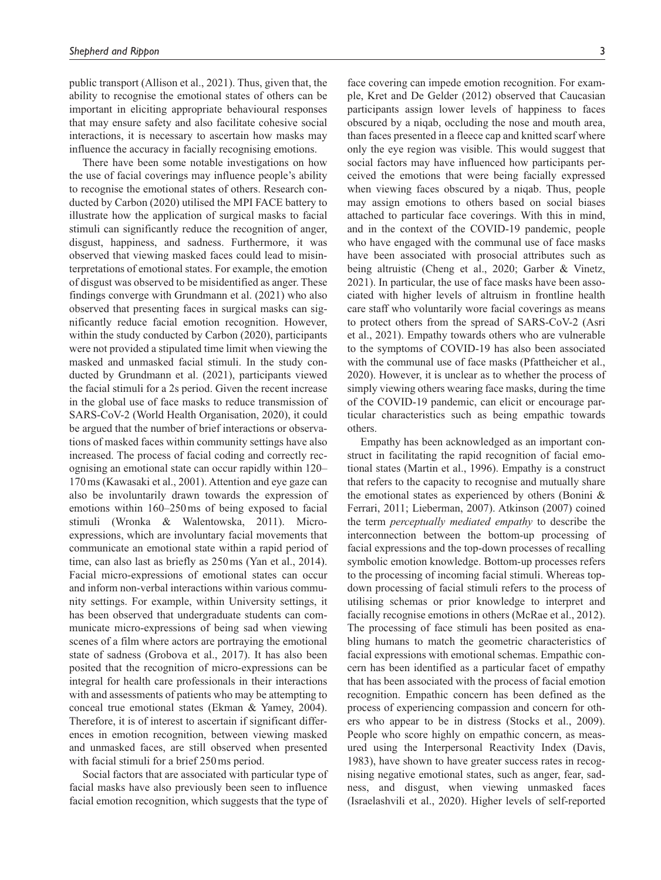public transport (Allison et al., 2021). Thus, given that, the ability to recognise the emotional states of others can be important in eliciting appropriate behavioural responses that may ensure safety and also facilitate cohesive social interactions, it is necessary to ascertain how masks may influence the accuracy in facially recognising emotions.

There have been some notable investigations on how the use of facial coverings may influence people's ability to recognise the emotional states of others. Research conducted by Carbon (2020) utilised the MPI FACE battery to illustrate how the application of surgical masks to facial stimuli can significantly reduce the recognition of anger, disgust, happiness, and sadness. Furthermore, it was observed that viewing masked faces could lead to misinterpretations of emotional states. For example, the emotion of disgust was observed to be misidentified as anger. These findings converge with Grundmann et al. (2021) who also observed that presenting faces in surgical masks can significantly reduce facial emotion recognition. However, within the study conducted by Carbon (2020), participants were not provided a stipulated time limit when viewing the masked and unmasked facial stimuli. In the study conducted by Grundmann et al. (2021), participants viewed the facial stimuli for a 2s period. Given the recent increase in the global use of face masks to reduce transmission of SARS-CoV-2 (World Health Organisation, 2020), it could be argued that the number of brief interactions or observations of masked faces within community settings have also increased. The process of facial coding and correctly recognising an emotional state can occur rapidly within 120–170 ms (Kawasaki et al., 2001). Attention and eye gaze can also be involuntarily drawn towards the expression of emotions within 160–250 ms of being exposed to facial stimuli (Wronka & Walentowska, 2011). Micro-expressions, which are involuntary facial movements that communicate an emotional state within a rapid period of time, can also last as briefly as 250 ms (Yan et al., 2014). Facial micro-expressions of emotional states can occur and inform non-verbal interactions within various community settings. For example, within University settings, it has been observed that undergraduate students can communicate micro-expressions of being sad when viewing scenes of a film where actors are portraying the emotional state of sadness (Grobova et al., 2017). It has also been posited that the recognition of micro-expressions can be integral for health care professionals in their interactions with and assessments of patients who may be attempting to conceal true emotional states (Ekman & Yamey, 2004). Therefore, it is of interest to ascertain if significant differences in emotion recognition, between viewing masked and unmasked faces, are still observed when presented with facial stimuli for a brief 250 ms period.

Social factors that are associated with particular type of facial masks have also previously been seen to influence facial emotion recognition, which suggests that the type of face covering can impede emotion recognition. For example, Kret and De Gelder (2012) observed that Caucasian participants assign lower levels of happiness to faces obscured by a niqab, occluding the nose and mouth area, than faces presented in a fleece cap and knitted scarf where only the eye region was visible. This would suggest that social factors may have influenced how participants perceived the emotions that were being facially expressed when viewing faces obscured by a niqab. Thus, people may assign emotions to others based on social biases attached to particular face coverings. With this in mind, and in the context of the COVID-19 pandemic, people who have engaged with the communal use of face masks have been associated with prosocial attributes such as being altruistic (Cheng et al., 2020; Garber & Vinetz, 2021). In particular, the use of face masks have been associated with higher levels of altruism in frontline health care staff who voluntarily wore facial coverings as means to protect others from the spread of SARS-CoV-2 (Asri et al., 2021). Empathy towards others who are vulnerable to the symptoms of COVID-19 has also been associated with the communal use of face masks (Pfattheicher et al., 2020). However, it is unclear as to whether the process of simply viewing others wearing face masks, during the time of the COVID-19 pandemic, can elicit or encourage particular characteristics such as being empathic towards others.

Empathy has been acknowledged as an important construct in facilitating the rapid recognition of facial emotional states (Martin et al., 1996). Empathy is a construct that refers to the capacity to recognise and mutually share the emotional states as experienced by others (Bonini & Ferrari, 2011; Lieberman, 2007). Atkinson (2007) coined the term *perceptually mediated empathy* to describe the interconnection between the bottom-up processing of facial expressions and the top-down processes of recalling symbolic emotion knowledge. Bottom-up processes refers to the processing of incoming facial stimuli. Whereas top-down processing of facial stimuli refers to the process of utilising schemas or prior knowledge to interpret and facially recognise emotions in others (McRae et al., 2012). The processing of face stimuli has been posited as enabling humans to match the geometric characteristics of facial expressions with emotional schemas. Empathic concern has been identified as a particular facet of empathy that has been associated with the process of facial emotion recognition. Empathic concern has been defined as the process of experiencing compassion and concern for others who appear to be in distress (Stocks et al., 2009). People who score highly on empathic concern, as measured using the Interpersonal Reactivity Index (Davis, 1983), have shown to have greater success rates in recognising negative emotional states, such as anger, fear, sadness, and disgust, when viewing unmasked faces (Israelashvili et al., 2020). Higher levels of self-reported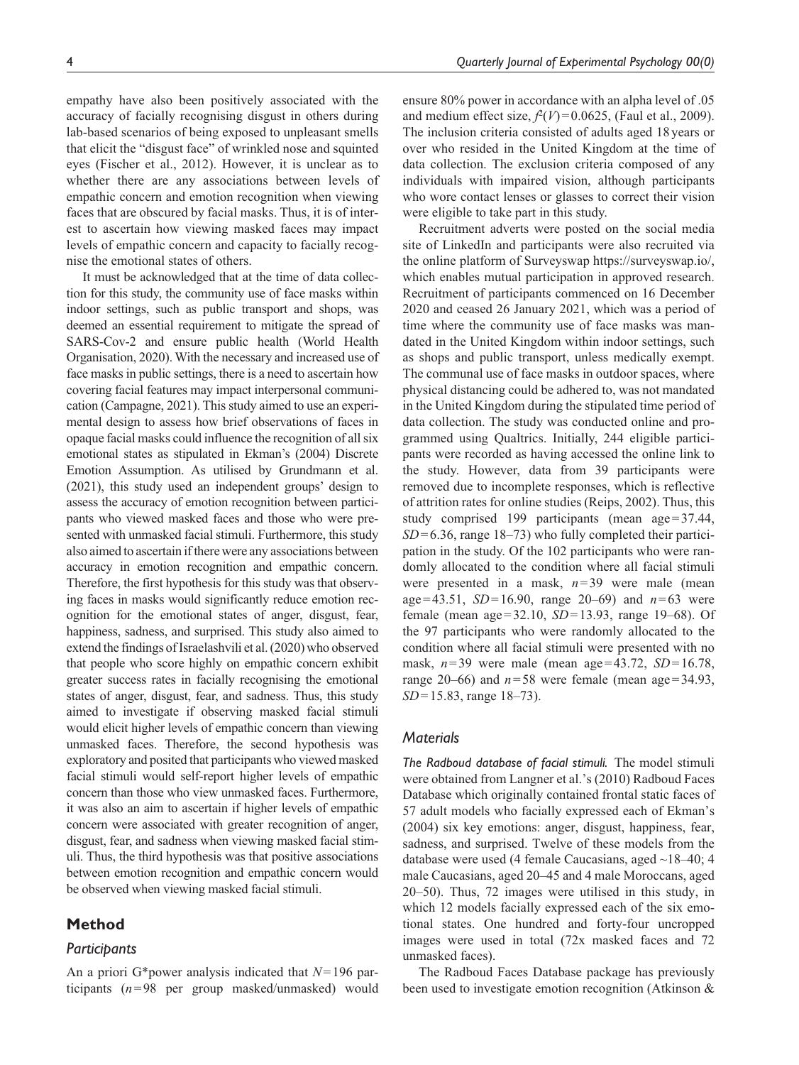empathy have also been positively associated with the accuracy of facially recognising disgust in others during lab-based scenarios of being exposed to unpleasant smells that elicit the "disgust face" of wrinkled nose and squinted eyes (Fischer et al., 2012). However, it is unclear as to whether there are any associations between levels of empathic concern and emotion recognition when viewing faces that are obscured by facial masks. Thus, it is of interest to ascertain how viewing masked faces may impact levels of empathic concern and capacity to facially recognise the emotional states of others.

It must be acknowledged that at the time of data collection for this study, the community use of face masks within indoor settings, such as public transport and shops, was deemed an essential requirement to mitigate the spread of SARS-Cov-2 and ensure public health (World Health Organisation, 2020). With the necessary and increased use of face masks in public settings, there is a need to ascertain how covering facial features may impact interpersonal communication (Campagne, 2021). This study aimed to use an experimental design to assess how brief observations of faces in opaque facial masks could influence the recognition of all six emotional states as stipulated in Ekman's (2004) Discrete Emotion Assumption. As utilised by Grundmann et al. (2021), this study used an independent groups' design to assess the accuracy of emotion recognition between participants who viewed masked faces and those who were presented with unmasked facial stimuli. Furthermore, this study also aimed to ascertain if there were any associations between accuracy in emotion recognition and empathic concern. Therefore, the first hypothesis for this study was that observing faces in masks would significantly reduce emotion recognition for the emotional states of anger, disgust, fear, happiness, sadness, and surprised. This study also aimed to extend the findings of Israelashvili et al. (2020) who observed that people who score highly on empathic concern exhibit greater success rates in facially recognising the emotional states of anger, disgust, fear, and sadness. Thus, this study aimed to investigate if observing masked facial stimuli would elicit higher levels of empathic concern than viewing unmasked faces. Therefore, the second hypothesis was exploratory and posited that participants who viewed masked facial stimuli would self-report higher levels of empathic concern than those who view unmasked faces. Furthermore, it was also an aim to ascertain if higher levels of empathic concern were associated with greater recognition of anger, disgust, fear, and sadness when viewing masked facial stimuli. Thus, the third hypothesis was that positive associations between emotion recognition and empathic concern would be observed when viewing masked facial stimuli.

## Method

### Participants

An a priori G*power analysis indicated that $N=196$ participants ($n=98$ per group masked/unmasked) would ensure 80% power in accordance with an alpha level of .05 and medium effect size, $f^2(V)=0.0625$, (Faul et al., 2009). The inclusion criteria consisted of adults aged 18 years or over who resided in the United Kingdom at the time of data collection. The exclusion criteria composed of any individuals with impaired vision, although participants who wore contact lenses or glasses to correct their vision were eligible to take part in this study.

Recruitment adverts were posted on the social media site of LinkedIn and participants were also recruited via the online platform of Surveyswap https://surveyswap.io/, which enables mutual participation in approved research. Recruitment of participants commenced on 16 December 2020 and ceased 26 January 2021, which was a period of time where the community use of face masks was mandated in the United Kingdom within indoor settings, such as shops and public transport, unless medically exempt. The communal use of face masks in outdoor spaces, where physical distancing could be adhered to, was not mandated in the United Kingdom during the stipulated time period of data collection. The study was conducted online and programmed using Qualtrics. Initially, 244 eligible participants were recorded as having accessed the online link to the study. However, data from 39 participants were removed due to incomplete responses, which is reflective of attrition rates for online studies (Reips, 2002). Thus, this study comprised 199 participants (mean age $=37.44$, $SD=6.36$, range 18–73) who fully completed their participation in the study. Of the 102 participants who were randomly allocated to the condition where all facial stimuli were presented in a mask, $n=39$ were male (mean age $=43.51$, $SD=16.90$, range 20–69) and $n=63$ were female (mean age $=32.10$, $SD=13.93$, range 19–68). Of the 97 participants who were randomly allocated to the condition where all facial stimuli were presented with no mask, $n=39$ were male (mean age $=43.72$, $SD=16.78$, range 20–66) and $n=58$ were female (mean age $=34.93$, $SD=15.83$, range 18–73).

### Materials

*The Radboud database of facial stimuli.* The model stimuli were obtained from Langner et al.'s (2010) Radboud Faces Database which originally contained frontal static faces of 57 adult models who facially expressed each of Ekman's (2004) six key emotions: anger, disgust, happiness, fear, sadness, and surprised. Twelve of these models from the database were used (4 female Caucasians, aged ~18–40; 4 male Caucasians, aged 20–45 and 4 male Moroccans, aged 20–50). Thus, 72 images were utilised in this study, in which 12 models facially expressed each of the six emotional states. One hundred and forty-four uncropped images were used in total (72x masked faces and 72 unmasked faces).

The Radboud Faces Database package has previously been used to investigate emotion recognition (Atkinson &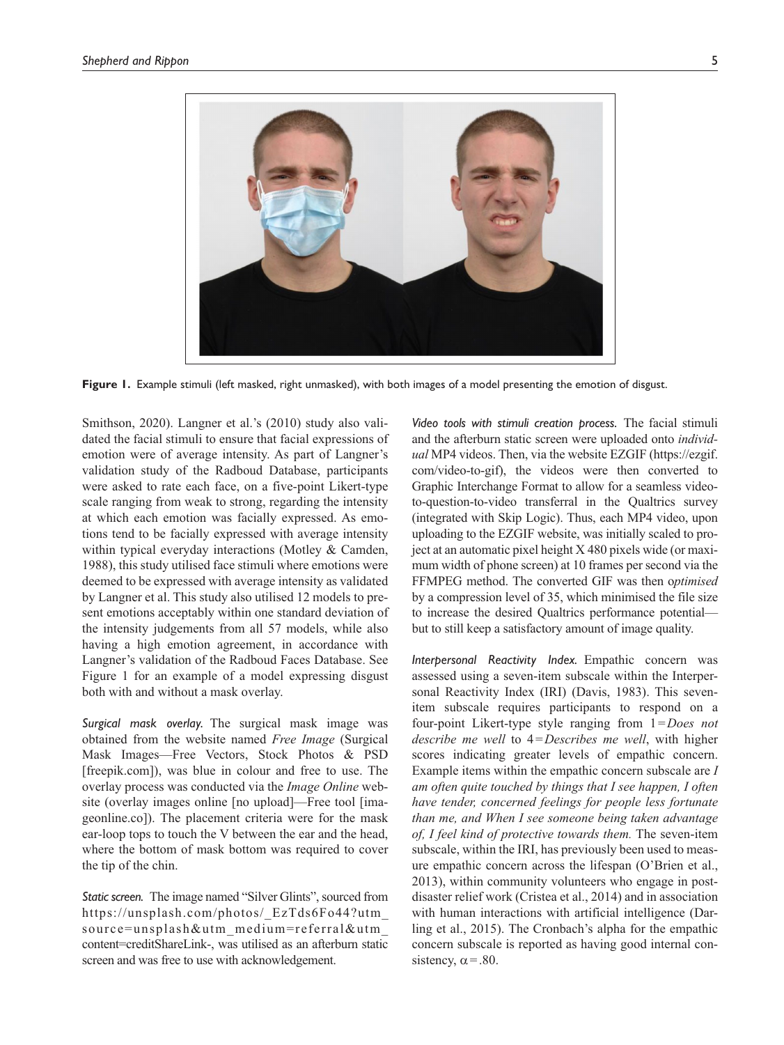Figure 1. Example stimuli (left masked, right unmasked), with both images of a model presenting the emotion of disgust.

Smithson, 2020). Langner et al.'s (2010) study also validated the facial stimuli to ensure that facial expressions of emotion were of average intensity. As part of Langner's validation study of the Radboud Database, participants were asked to rate each face, on a five-point Likert-type scale ranging from weak to strong, regarding the intensity at which each emotion was facially expressed. As emotions tend to be facially expressed with average intensity within typical everyday interactions (Motley & Camden, 1988), this study utilised face stimuli where emotions were deemed to be expressed with average intensity as validated by Langner et al. This study also utilised 12 models to present emotions acceptably within one standard deviation of the intensity judgements from all 57 models, while also having a high emotion agreement, in accordance with Langner's validation of the Radboud Faces Database. See Figure 1 for an example of a model expressing disgust both with and without a mask overlay.

*Surgical mask overlay.* The surgical mask image was obtained from the website named *Free Image* (Surgical Mask Images—Free Vectors, Stock Photos & PSD [freepik.com]), was blue in colour and free to use. The overlay process was conducted via the *Image Online* website (overlay images online [no upload]—Free tool [imageonline.co]). The placement criteria were for the mask ear-loop tops to touch the V between the ear and the head, where the bottom of mask bottom was required to cover the tip of the chin.

*Static screen.* The image named "Silver Glints", sourced from https://unsplash.com/photos/_EzTds6Fo44?utm_source=unsplash&utm_medium=referral&utm_content=creditShareLink-, was utilised as an afterburn static screen and was free to use with acknowledgement.

*Video tools with stimuli creation process.* The facial stimuli and the afterburn static screen were uploaded onto *individual* MP4 videos. Then, via the website EZGIF (https://ezgif.com/video-to-gif), the videos were then converted to Graphic Interchange Format to allow for a seamless video-to-question-to-video transferral in the Qualtrics survey (integrated with Skip Logic). Thus, each MP4 video, upon uploading to the EZGIF website, was initially scaled to project at an automatic pixel height X 480 pixels wide (or maximum width of phone screen) at 10 frames per second via the FFMPEG method. The converted GIF was then o*ptimised* by a compression level of 35, which minimised the file size to increase the desired Qualtrics performance potential—but to still keep a satisfactory amount of image quality.

*Interpersonal Reactivity Index.* Empathic concern was assessed using a seven-item subscale within the Interpersonal Reactivity Index (IRI) (Davis, 1983). This seven-item subscale requires participants to respond on a four-point Likert-type style ranging from 1 = *Does not describe me well* to 4 = *Describes me well*, with higher scores indicating greater levels of empathic concern. Example items within the empathic concern subscale are *I am often quite touched by things that I see happen, I often have tender, concerned feelings for people less fortunate than me, and When I see someone being taken advantage of, I feel kind of protective towards them.* The seven-item subscale, within the IRI, has previously been used to measure empathic concern across the lifespan (O'Brien et al., 2013), within community volunteers who engage in post-disaster relief work (Cristea et al., 2014) and in association with human interactions with artificial intelligence (Darling et al., 2015). The Cronbach's alpha for the empathic concern subscale is reported as having good internal consistency, $\alpha = .80$.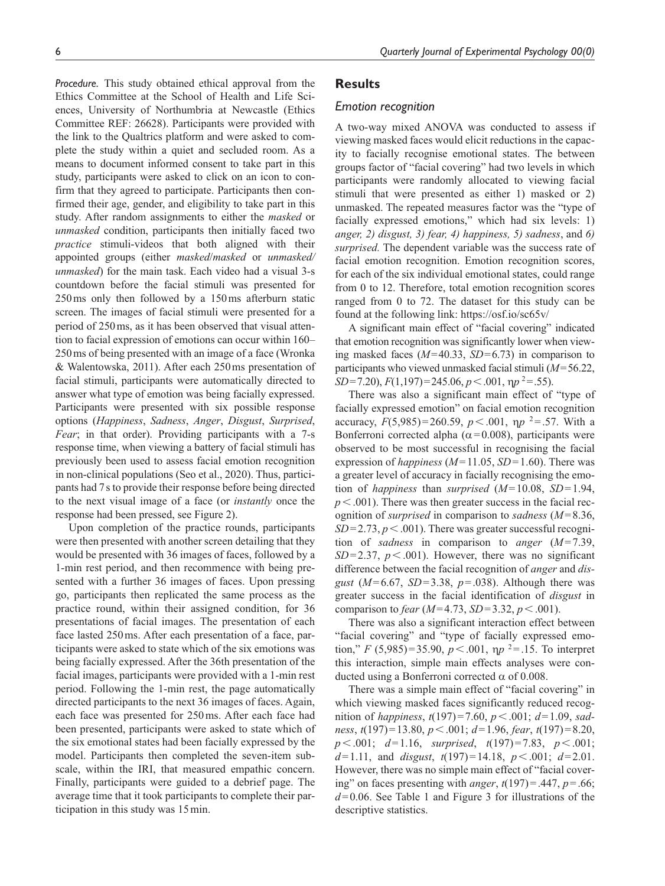*Procedure.* This study obtained ethical approval from the Ethics Committee at the School of Health and Life Sciences, University of Northumbria at Newcastle (Ethics Committee REF: 26628). Participants were provided with the link to the Qualtrics platform and were asked to complete the study within a quiet and secluded room. As a means to document informed consent to take part in this study, participants were asked to click on an icon to confirm that they agreed to participate. Participants then confirmed their age, gender, and eligibility to take part in this study. After random assignments to either the *masked* or *unmasked* condition, participants then initially faced two *practice* stimuli-videos that both aligned with their appointed groups (either *masked/masked* or *unmasked/unmasked*) for the main task. Each video had a visual 3-s countdown before the facial stimuli was presented for 250 ms only then followed by a 150 ms afterburn static screen. The images of facial stimuli were presented for a period of 250 ms, as it has been observed that visual attention to facial expression of emotions can occur within 160–250 ms of being presented with an image of a face (Wronka & Walentowska, 2011). After each 250 ms presentation of facial stimuli, participants were automatically directed to answer what type of emotion was being facially expressed. Participants were presented with six possible response options (*Happiness*, *Sadness*, *Anger*, *Disgust*, *Surprised*, *Fear*; in that order). Providing participants with a 7-s response time, when viewing a battery of facial stimuli has previously been used to assess facial emotion recognition in non-clinical populations (Seo et al., 2020). Thus, participants had 7 s to provide their response before being directed to the next visual image of a face (or *instantly* once the response had been pressed, see Figure 2).

Upon completion of the practice rounds, participants were then presented with another screen detailing that they would be presented with 36 images of faces, followed by a 1-min rest period, and then recommence with being presented with a further 36 images of faces. Upon pressing go, participants then replicated the same process as the practice round, within their assigned condition, for 36 presentations of facial images. The presentation of each face lasted 250 ms. After each presentation of a face, participants were asked to state which of the six emotions was being facially expressed. After the 36th presentation of the facial images, participants were provided with a 1-min rest period. Following the 1-min rest, the page automatically directed participants to the next 36 images of faces. Again, each face was presented for 250 ms. After each face had been presented, participants were asked to state which of the six emotional states had been facially expressed by the model. Participants then completed the seven-item subscale, within the IRI, that measured empathic concern. Finally, participants were guided to a debrief page. The average time that it took participants to complete their participation in this study was 15 min.

## Results

### Emotion recognition

A two-way mixed ANOVA was conducted to assess if viewing masked faces would elicit reductions in the capacity to facially recognise emotional states. The between groups factor of "facial covering" had two levels in which participants were randomly allocated to viewing facial stimuli that were presented as either 1) masked or 2) unmasked. The repeated measures factor was the "type of facially expressed emotions," which had six levels: 1) *anger, 2) disgust, 3) fear, 4) happiness, 5) sadness*, and *6) surprised.* The dependent variable was the success rate of facial emotion recognition. Emotion recognition scores, for each of the six individual emotional states, could range from 0 to 12. Therefore, total emotion recognition scores ranged from 0 to 72. The dataset for this study can be found at the following link: https://osf.io/sc65v/

A significant main effect of "facial covering" indicated that emotion recognition was significantly lower when viewing masked faces ($M = 40.33$, $SD = 6.73$) in comparison to participants who viewed unmasked facial stimuli ($M = 56.22$, $SD = 7.20$), $F(1,197) = 245.06$, $p < .001$, $\eta p^2 = .55$).

There was also a significant main effect of "type of facially expressed emotion" on facial emotion recognition accuracy, $F(5,985) = 260.59$, $p < .001$, $\eta p^2 = .57$. With a Bonferroni corrected alpha ($\alpha = 0.008$), participants were observed to be most successful in recognising the facial expression of *happiness* ($M = 11.05$, $SD = 1.60$). There was a greater level of accuracy in facially recognising the emotion of *happiness* than *surprised* ($M = 10.08$, $SD = 1.94$, $p < .001$). There was then greater success in the facial recognition of *surprised* in comparison to *sadness* ($M = 8.36$, $SD = 2.73$, $p < .001$). There was greater successful recognition of *sadness* in comparison to *anger* ($M = 7.39$, $SD = 2.37$, $p < .001$). However, there was no significant difference between the facial recognition of *anger* and *disgust* ($M = 6.67$, $SD = 3.38$, $p = .038$). Although there was greater success in the facial identification of *disgust* in comparison to *fear* ($M = 4.73$, $SD = 3.32$, $p < .001$).

There was also a significant interaction effect between "facial covering" and "type of facially expressed emotion," $F(5,985) = 35.90$, $p < .001$, $\eta p^2 = .15$. To interpret this interaction, simple main effects analyses were conducted using a Bonferroni corrected $\alpha$ of 0.008.

There was a simple main effect of "facial covering" in which viewing masked faces significantly reduced recognition of *happiness*, $t(197) = 7.60$, $p < .001$; $d = 1.09$, *sadness*, $t(197) = 13.80$, $p < .001$; $d = 1.96$, *fear*, $t(197) = 8.20$, $p < .001$; $d = 1.16$, *surprised*, $t(197) = 7.83$, $p < .001$; $d = 1.11$, and *disgust*, $t(197) = 14.18$, $p < .001$; $d = 2.01$. However, there was no simple main effect of "facial covering" on faces presenting with *anger*, $t(197) = .447$, $p = .66$; $d = 0.06$. See Table 1 and Figure 3 for illustrations of the descriptive statistics.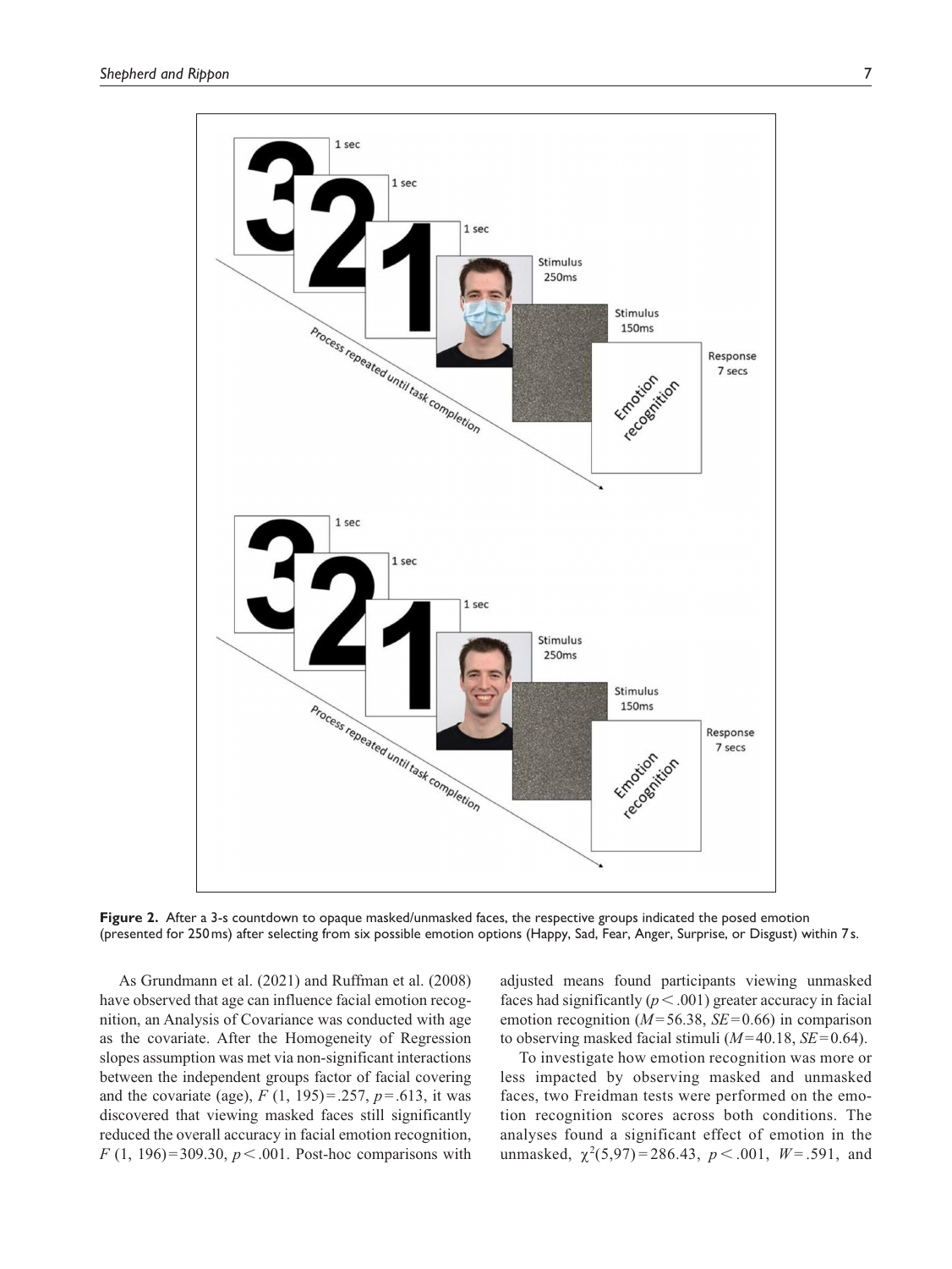3 1 sec

2 1 sec

1 1 sec

Stimulus 250ms

Stimulus 150ms

Response 7 secs

Emotion recognition

Process repeated until task completion

3 1 sec

2 1 sec

1 1 sec

Stimulus 250ms

Stimulus 150ms

Response 7 secs

Emotion recognition

Process repeated until task completion

**Figure 2.** After a 3-s countdown to opaque masked/unmasked faces, the respective groups indicated the posed emotion (presented for 250 ms) after selecting from six possible emotion options (Happy, Sad, Fear, Anger, Surprise, or Disgust) within 7 s.

As Grundmann et al. (2021) and Ruffman et al. (2008) have observed that age can influence facial emotion recognition, an Analysis of Covariance was conducted with age as the covariate. After the Homogeneity of Regression slopes assumption was met via non-significant interactions between the independent groups factor of facial covering and the covariate (age), $F$ (1, 195) = .257, $p$ = .613, it was discovered that viewing masked faces still significantly reduced the overall accuracy in facial emotion recognition, $F$ (1, 196) = 309.30, $p < .001$. Post-hoc comparisons with adjusted means found participants viewing unmasked faces had significantly ($p < .001$) greater accuracy in facial emotion recognition ($M$ = 56.38, $SE$ = 0.66) in comparison to observing masked facial stimuli ($M$ = 40.18, $SE$ = 0.64).

To investigate how emotion recognition was more or less impacted by observing masked and unmasked faces, two Freidman tests were performed on the emotion recognition scores across both conditions. The analyses found a significant effect of emotion in the unmasked, $\chi^2(5,97) = 286.43$, $p < .001$, $W$ = .591, and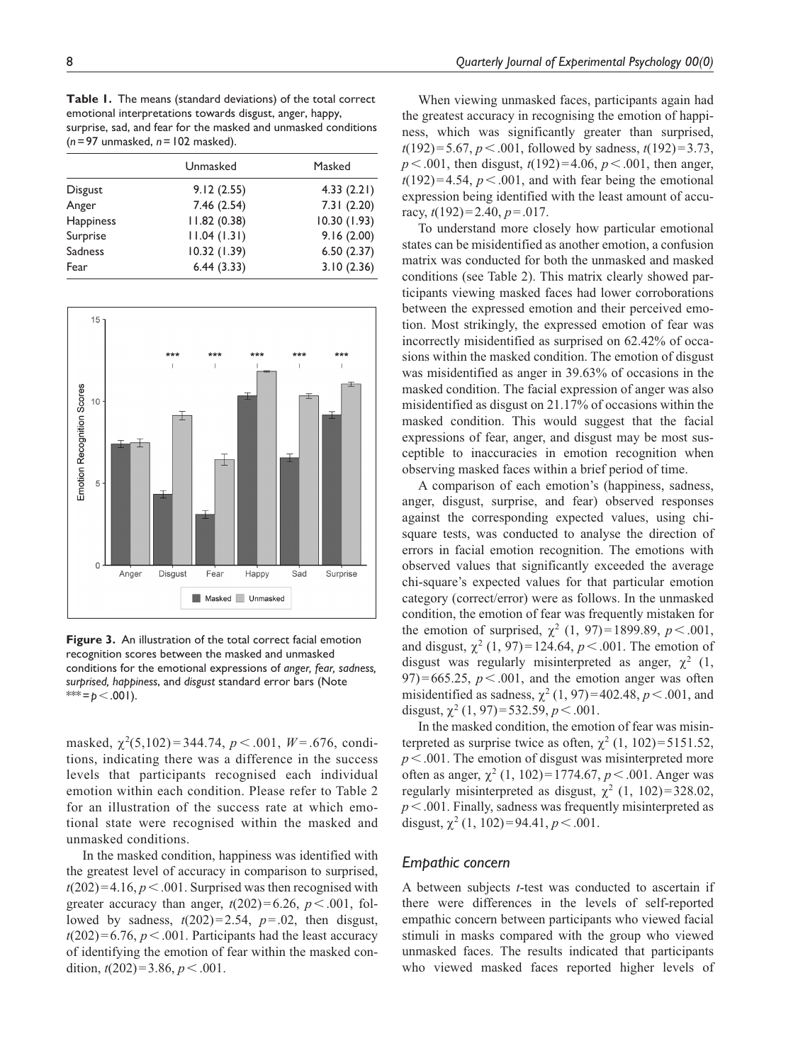**Table 1.** The means (standard deviations) of the total correct emotional interpretations towards disgust, anger, happy, surprise, sad, and fear for the masked and unmasked conditions ($n = 97$ unmasked, $n = 102$ masked).

| | Unmasked | Masked |
|---|---|---|
| Disgust | 9.12 (2.55) | 4.33 (2.21) |
| Anger | 7.46 (2.54) | 7.31 (2.20) |
| Happiness | 11.82 (0.38) | 10.30 (1.93) |
| Surprise | 11.04 (1.31) | 9.16 (2.00) |
| Sadness | 10.32 (1.39) | 6.50 (2.37) |
| Fear | 6.44 (3.33) | 3.10 (2.36) |

15
10
5
0
Emotion Recognition Scores
\*\*\* \*\*\* \*\*\* \*\*\* \*\*\*
Anger Disgust Fear Happy Sad Surprise
Masked Unmasked

**Figure 3.** An illustration of the total correct facial emotion recognition scores between the masked and unmasked conditions for the emotional expressions of *anger, fear, sadness, surprised, happiness*, and *disgust* standard error bars (Note \*\*\* = $p < .001$).

masked, $\chi^2(5,102) = 344.74$, $p < .001$, $W = .676$, conditions, indicating there was a difference in the success levels that participants recognised each individual emotion within each condition. Please refer to Table 2 for an illustration of the success rate at which emotional state were recognised within the masked and unmasked conditions.

In the masked condition, happiness was identified with the greatest level of accuracy in comparison to surprised, $t(202) = 4.16$, $p < .001$. Surprised was then recognised with greater accuracy than anger, $t(202) = 6.26$, $p < .001$, followed by sadness, $t(202) = 2.54$, $p = .02$, then disgust, $t(202) = 6.76$, $p < .001$. Participants had the least accuracy of identifying the emotion of fear within the masked condition, $t(202) = 3.86$, $p < .001$.

When viewing unmasked faces, participants again had the greatest accuracy in recognising the emotion of happiness, which was significantly greater than surprised, $t(192) = 5.67$, $p < .001$, followed by sadness, $t(192) = 3.73$, $p < .001$, then disgust, $t(192) = 4.06$, $p < .001$, then anger, $t(192) = 4.54$, $p < .001$, and with fear being the emotional expression being identified with the least amount of accuracy, $t(192) = 2.40$, $p = .017$.

To understand more closely how particular emotional states can be misidentified as another emotion, a confusion matrix was conducted for both the unmasked and masked conditions (see Table 2). This matrix clearly showed participants viewing masked faces had lower corroborations between the expressed emotion and their perceived emotion. Most strikingly, the expressed emotion of fear was incorrectly misidentified as surprised on 62.42% of occasions within the masked condition. The emotion of disgust was misidentified as anger in 39.63% of occasions in the masked condition. The facial expression of anger was also misidentified as disgust on 21.17% of occasions within the masked condition. This would suggest that the facial expressions of fear, anger, and disgust may be most susceptible to inaccuracies in emotion recognition when observing masked faces within a brief period of time.

A comparison of each emotion's (happiness, sadness, anger, disgust, surprise, and fear) observed responses against the corresponding expected values, using chi-square tests, was conducted to analyse the direction of errors in facial emotion recognition. The emotions with observed values that significantly exceeded the average chi-square's expected values for that particular emotion category (correct/error) were as follows. In the unmasked condition, the emotion of fear was frequently mistaken for the emotion of surprised, $\chi^2$ (1, 97) = 1899.89, $p < .001$, and disgust, $\chi^2$ (1, 97) = 124.64, $p < .001$. The emotion of disgust was regularly misinterpreted as anger, $\chi^2$ (1, 97) = 665.25, $p < .001$, and the emotion anger was often misidentified as sadness, $\chi^2$ (1, 97) = 402.48, $p < .001$, and disgust, $\chi^2$ (1, 97) = 532.59, $p < .001$.

In the masked condition, the emotion of fear was misinterpreted as surprise twice as often, $\chi^2$ (1, 102) = 5151.52, $p < .001$. The emotion of disgust was misinterpreted more often as anger, $\chi^2$ (1, 102) = 1774.67, $p < .001$. Anger was regularly misinterpreted as disgust, $\chi^2$ (1, 102) = 328.02, $p < .001$. Finally, sadness was frequently misinterpreted as disgust, $\chi^2$ (1, 102) = 94.41, $p < .001$.

### *Empathic concern*

A between subjects *t*-test was conducted to ascertain if there were differences in the levels of self-reported empathic concern between participants who viewed facial stimuli in masks compared with the group who viewed unmasked faces. The results indicated that participants who viewed masked faces reported higher levels of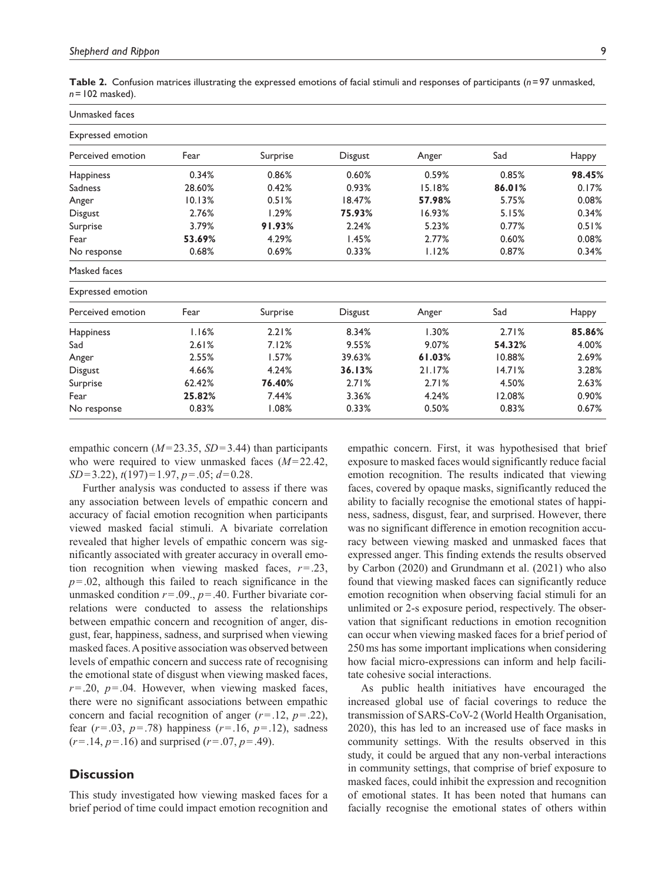**Table 2.** Confusion matrices illustrating the expressed emotions of facial stimuli and responses of participants ($n = 97$ unmasked, $n = 102$ masked).

| Unmasked faces | | | | | | |
|---|---|---|---|---|---|---|
| Expressed emotion | | | | | | |
| Perceived emotion | Fear | Surprise | Disgust | Anger | Sad | Happy |
| Happiness | 0.34% | 0.86% | 0.60% | 0.59% | 0.85% | **98.45%** |
| Sadness | 28.60% | 0.42% | 0.93% | 15.18% | **86.01%** | 0.17% |
| Anger | 10.13% | 0.51% | 18.47% | **57.98%** | 5.75% | 0.08% |
| Disgust | 2.76% | 1.29% | **75.93%** | 16.93% | 5.15% | 0.34% |
| Surprise | 3.79% | **91.93%** | 2.24% | 5.23% | 0.77% | 0.51% |
| Fear | **53.69%** | 4.29% | 1.45% | 2.77% | 0.60% | 0.08% |
| No response | 0.68% | 0.69% | 0.33% | 1.12% | 0.87% | 0.34% |
| Masked faces | | | | | | |
| Expressed emotion | | | | | | |
| Perceived emotion | Fear | Surprise | Disgust | Anger | Sad | Happy |
| Happiness | 1.16% | 2.21% | 8.34% | 1.30% | 2.71% | **85.86%** |
| Sad | 2.61% | 7.12% | 9.55% | 9.07% | **54.32%** | 4.00% |
| Anger | 2.55% | 1.57% | 39.63% | **61.03%** | 10.88% | 2.69% |
| Disgust | 4.66% | 4.24% | **36.13%** | 21.17% | 14.71% | 3.28% |
| Surprise | 62.42% | **76.40%** | 2.71% | 2.71% | 4.50% | 2.63% |
| Fear | **25.82%** | 7.44% | 3.36% | 4.24% | 12.08% | 0.90% |
| No response | 0.83% | 1.08% | 0.33% | 0.50% | 0.83% | 0.67% |

empathic concern ($M = 23.35$, $SD = 3.44$) than participants who were required to view unmasked faces ($M = 22.42$, $SD = 3.22$), $t(197) = 1.97$, $p = .05$; $d = 0.28$.

Further analysis was conducted to assess if there was any association between levels of empathic concern and accuracy of facial emotion recognition when participants viewed masked facial stimuli. A bivariate correlation revealed that higher levels of empathic concern was significantly associated with greater accuracy in overall emotion recognition when viewing masked faces, $r = .23$, $p = .02$, although this failed to reach significance in the unmasked condition $r = .09.$, $p = .40$. Further bivariate correlations were conducted to assess the relationships between empathic concern and recognition of anger, disgust, fear, happiness, sadness, and surprised when viewing masked faces. A positive association was observed between levels of empathic concern and success rate of recognising the emotional state of disgust when viewing masked faces, $r = .20$, $p = .04$. However, when viewing masked faces, there were no significant associations between empathic concern and facial recognition of anger ($r = .12$, $p = .22$), fear ($r = .03$, $p = .78$) happiness ($r = .16$, $p = .12$), sadness ($r = .14$, $p = .16$) and surprised ($r = .07$, $p = .49$).

## Discussion

This study investigated how viewing masked faces for a brief period of time could impact emotion recognition and empathic concern. First, it was hypothesised that brief exposure to masked faces would significantly reduce facial emotion recognition. The results indicated that viewing faces, covered by opaque masks, significantly reduced the ability to facially recognise the emotional states of happiness, sadness, disgust, fear, and surprised. However, there was no significant difference in emotion recognition accuracy between viewing masked and unmasked faces that expressed anger. This finding extends the results observed by Carbon (2020) and Grundmann et al. (2021) who also found that viewing masked faces can significantly reduce emotion recognition when observing facial stimuli for an unlimited or 2-s exposure period, respectively. The observation that significant reductions in emotion recognition can occur when viewing masked faces for a brief period of 250 ms has some important implications when considering how facial micro-expressions can inform and help facilitate cohesive social interactions.

As public health initiatives have encouraged the increased global use of facial coverings to reduce the transmission of SARS-CoV-2 (World Health Organisation, 2020), this has led to an increased use of face masks in community settings. With the results observed in this study, it could be argued that any non-verbal interactions in community settings, that comprise of brief exposure to masked faces, could inhibit the expression and recognition of emotional states. It has been noted that humans can facially recognise the emotional states of others within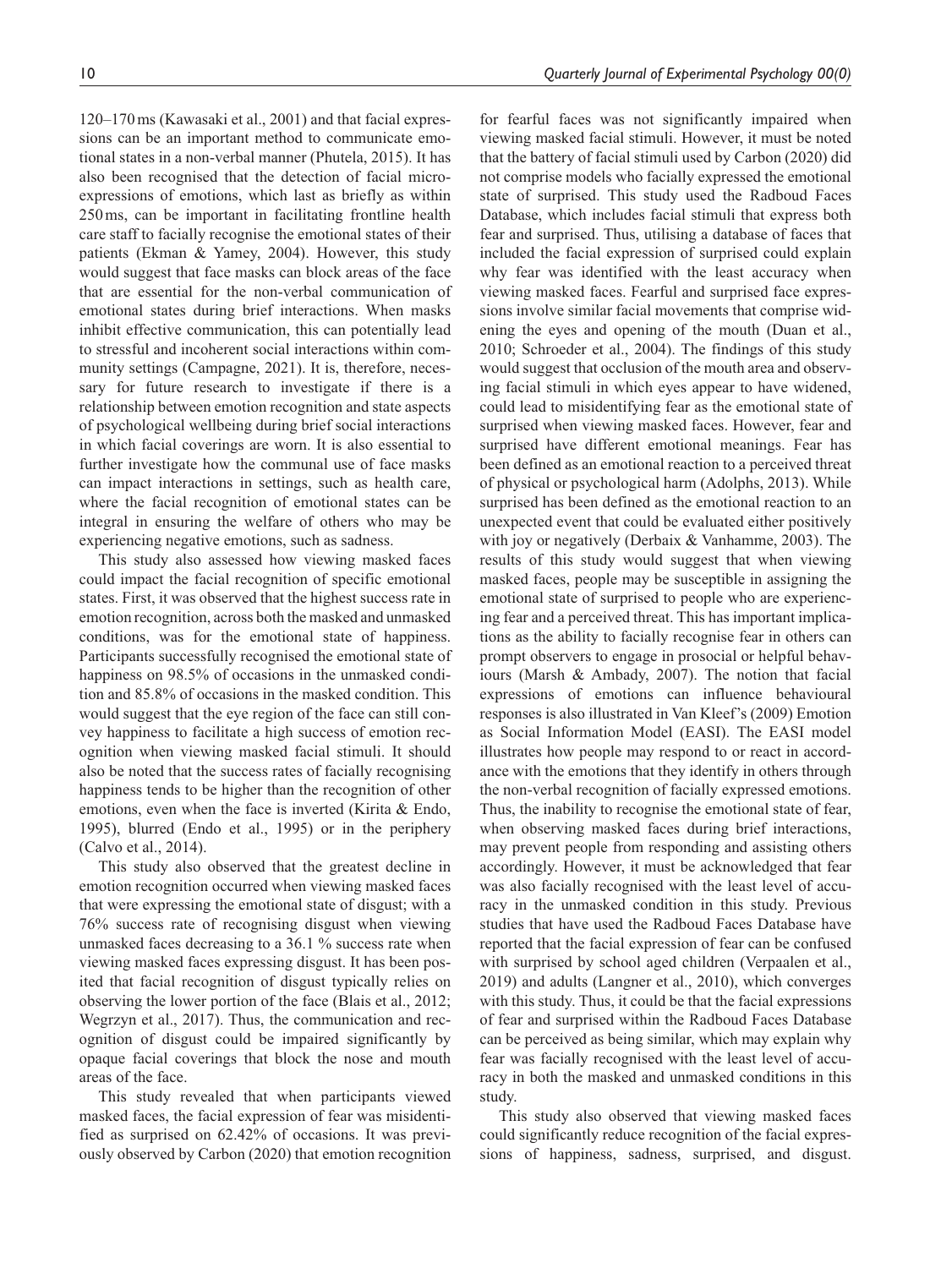120–170 ms (Kawasaki et al., 2001) and that facial expressions can be an important method to communicate emotional states in a non-verbal manner (Phutela, 2015). It has also been recognised that the detection of facial micro-expressions of emotions, which last as briefly as within 250 ms, can be important in facilitating frontline health care staff to facially recognise the emotional states of their patients (Ekman & Yamey, 2004). However, this study would suggest that face masks can block areas of the face that are essential for the non-verbal communication of emotional states during brief interactions. When masks inhibit effective communication, this can potentially lead to stressful and incoherent social interactions within community settings (Campagne, 2021). It is, therefore, necessary for future research to investigate if there is a relationship between emotion recognition and state aspects of psychological wellbeing during brief social interactions in which facial coverings are worn. It is also essential to further investigate how the communal use of face masks can impact interactions in settings, such as health care, where the facial recognition of emotional states can be integral in ensuring the welfare of others who may be experiencing negative emotions, such as sadness.

This study also assessed how viewing masked faces could impact the facial recognition of specific emotional states. First, it was observed that the highest success rate in emotion recognition, across both the masked and unmasked conditions, was for the emotional state of happiness. Participants successfully recognised the emotional state of happiness on 98.5% of occasions in the unmasked condition and 85.8% of occasions in the masked condition. This would suggest that the eye region of the face can still convey happiness to facilitate a high success of emotion recognition when viewing masked facial stimuli. It should also be noted that the success rates of facially recognising happiness tends to be higher than the recognition of other emotions, even when the face is inverted (Kirita & Endo, 1995), blurred (Endo et al., 1995) or in the periphery (Calvo et al., 2014).

This study also observed that the greatest decline in emotion recognition occurred when viewing masked faces that were expressing the emotional state of disgust; with a 76% success rate of recognising disgust when viewing unmasked faces decreasing to a 36.1 % success rate when viewing masked faces expressing disgust. It has been posited that facial recognition of disgust typically relies on observing the lower portion of the face (Blais et al., 2012; Wegrzyn et al., 2017). Thus, the communication and recognition of disgust could be impaired significantly by opaque facial coverings that block the nose and mouth areas of the face.

This study revealed that when participants viewed masked faces, the facial expression of fear was misidentified as surprised on 62.42% of occasions. It was previously observed by Carbon (2020) that emotion recognition for fearful faces was not significantly impaired when viewing masked facial stimuli. However, it must be noted that the battery of facial stimuli used by Carbon (2020) did not comprise models who facially expressed the emotional state of surprised. This study used the Radboud Faces Database, which includes facial stimuli that express both fear and surprised. Thus, utilising a database of faces that included the facial expression of surprised could explain why fear was identified with the least accuracy when viewing masked faces. Fearful and surprised face expressions involve similar facial movements that comprise widening the eyes and opening of the mouth (Duan et al., 2010; Schroeder et al., 2004). The findings of this study would suggest that occlusion of the mouth area and observing facial stimuli in which eyes appear to have widened, could lead to misidentifying fear as the emotional state of surprised when viewing masked faces. However, fear and surprised have different emotional meanings. Fear has been defined as an emotional reaction to a perceived threat of physical or psychological harm (Adolphs, 2013). While surprised has been defined as the emotional reaction to an unexpected event that could be evaluated either positively with joy or negatively (Derbaix & Vanhamme, 2003). The results of this study would suggest that when viewing masked faces, people may be susceptible in assigning the emotional state of surprised to people who are experiencing fear and a perceived threat. This has important implications as the ability to facially recognise fear in others can prompt observers to engage in prosocial or helpful behaviours (Marsh & Ambady, 2007). The notion that facial expressions of emotions can influence behavioural responses is also illustrated in Van Kleef's (2009) Emotion as Social Information Model (EASI). The EASI model illustrates how people may respond to or react in accordance with the emotions that they identify in others through the non-verbal recognition of facially expressed emotions. Thus, the inability to recognise the emotional state of fear, when observing masked faces during brief interactions, may prevent people from responding and assisting others accordingly. However, it must be acknowledged that fear was also facially recognised with the least level of accuracy in the unmasked condition in this study. Previous studies that have used the Radboud Faces Database have reported that the facial expression of fear can be confused with surprised by school aged children (Verpaalen et al., 2019) and adults (Langner et al., 2010), which converges with this study. Thus, it could be that the facial expressions of fear and surprised within the Radboud Faces Database can be perceived as being similar, which may explain why fear was facially recognised with the least level of accuracy in both the masked and unmasked conditions in this study.

This study also observed that viewing masked faces could significantly reduce recognition of the facial expressions of happiness, sadness, surprised, and disgust.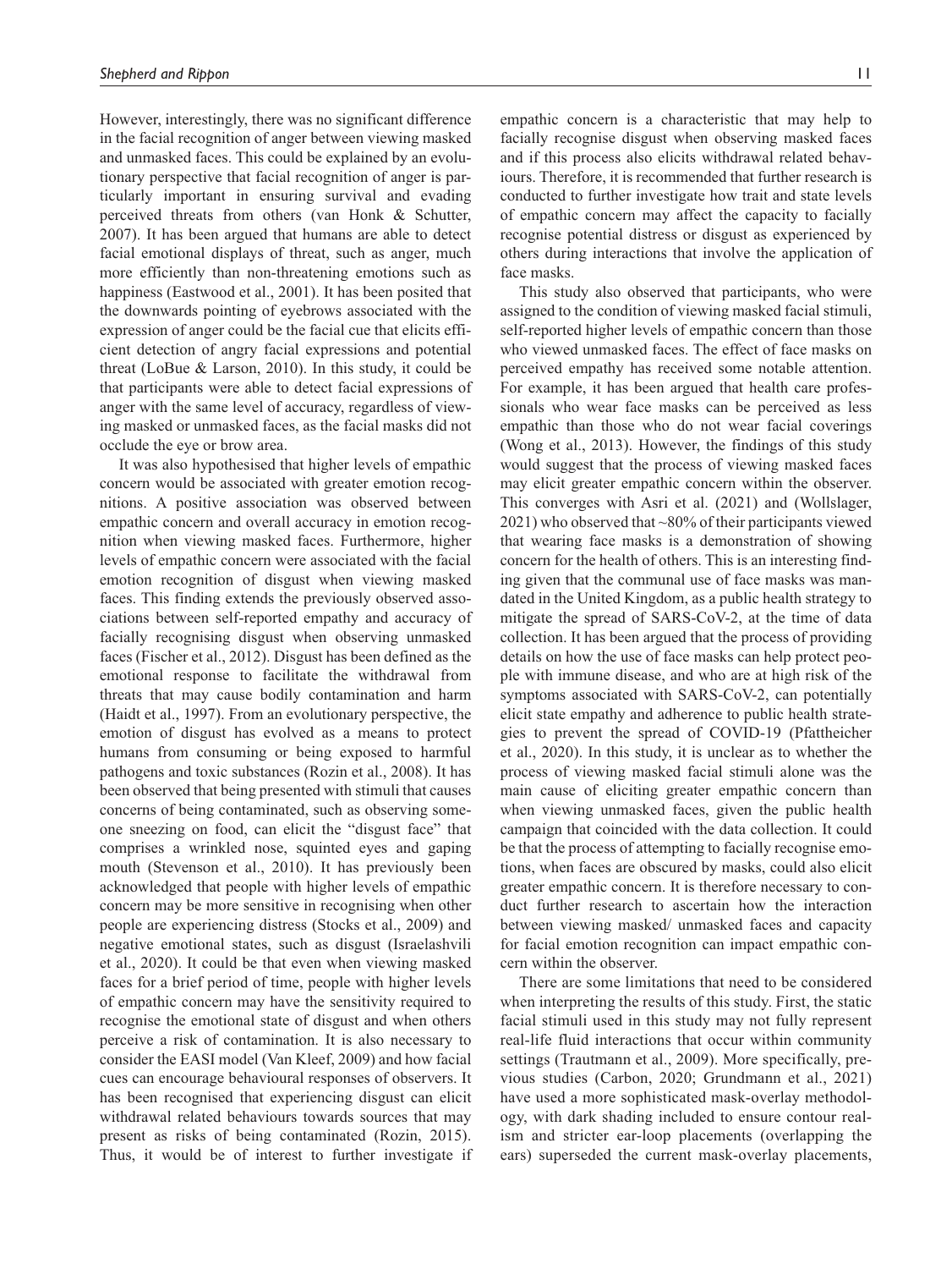However, interestingly, there was no significant difference in the facial recognition of anger between viewing masked and unmasked faces. This could be explained by an evolutionary perspective that facial recognition of anger is particularly important in ensuring survival and evading perceived threats from others (van Honk & Schutter, 2007). It has been argued that humans are able to detect facial emotional displays of threat, such as anger, much more efficiently than non-threatening emotions such as happiness (Eastwood et al., 2001). It has been posited that the downwards pointing of eyebrows associated with the expression of anger could be the facial cue that elicits efficient detection of angry facial expressions and potential threat (LoBue & Larson, 2010). In this study, it could be that participants were able to detect facial expressions of anger with the same level of accuracy, regardless of viewing masked or unmasked faces, as the facial masks did not occlude the eye or brow area.

It was also hypothesised that higher levels of empathic concern would be associated with greater emotion recognitions. A positive association was observed between empathic concern and overall accuracy in emotion recognition when viewing masked faces. Furthermore, higher levels of empathic concern were associated with the facial emotion recognition of disgust when viewing masked faces. This finding extends the previously observed associations between self-reported empathy and accuracy of facially recognising disgust when observing unmasked faces (Fischer et al., 2012). Disgust has been defined as the emotional response to facilitate the withdrawal from threats that may cause bodily contamination and harm (Haidt et al., 1997). From an evolutionary perspective, the emotion of disgust has evolved as a means to protect humans from consuming or being exposed to harmful pathogens and toxic substances (Rozin et al., 2008). It has been observed that being presented with stimuli that causes concerns of being contaminated, such as observing someone sneezing on food, can elicit the "disgust face" that comprises a wrinkled nose, squinted eyes and gaping mouth (Stevenson et al., 2010). It has previously been acknowledged that people with higher levels of empathic concern may be more sensitive in recognising when other people are experiencing distress (Stocks et al., 2009) and negative emotional states, such as disgust (Israelashvili et al., 2020). It could be that even when viewing masked faces for a brief period of time, people with higher levels of empathic concern may have the sensitivity required to recognise the emotional state of disgust and when others perceive a risk of contamination. It is also necessary to consider the EASI model (Van Kleef, 2009) and how facial cues can encourage behavioural responses of observers. It has been recognised that experiencing disgust can elicit withdrawal related behaviours towards sources that may present as risks of being contaminated (Rozin, 2015). Thus, it would be of interest to further investigate if empathic concern is a characteristic that may help to facially recognise disgust when observing masked faces and if this process also elicits withdrawal related behaviours. Therefore, it is recommended that further research is conducted to further investigate how trait and state levels of empathic concern may affect the capacity to facially recognise potential distress or disgust as experienced by others during interactions that involve the application of face masks.

This study also observed that participants, who were assigned to the condition of viewing masked facial stimuli, self-reported higher levels of empathic concern than those who viewed unmasked faces. The effect of face masks on perceived empathy has received some notable attention. For example, it has been argued that health care professionals who wear face masks can be perceived as less empathic than those who do not wear facial coverings (Wong et al., 2013). However, the findings of this study would suggest that the process of viewing masked faces may elicit greater empathic concern within the observer. This converges with Asri et al. (2021) and (Wollslager, 2021) who observed that ~80% of their participants viewed that wearing face masks is a demonstration of showing concern for the health of others. This is an interesting finding given that the communal use of face masks was mandated in the United Kingdom, as a public health strategy to mitigate the spread of SARS-CoV-2, at the time of data collection. It has been argued that the process of providing details on how the use of face masks can help protect people with immune disease, and who are at high risk of the symptoms associated with SARS-CoV-2, can potentially elicit state empathy and adherence to public health strategies to prevent the spread of COVID-19 (Pfattheicher et al., 2020). In this study, it is unclear as to whether the process of viewing masked facial stimuli alone was the main cause of eliciting greater empathic concern than when viewing unmasked faces, given the public health campaign that coincided with the data collection. It could be that the process of attempting to facially recognise emotions, when faces are obscured by masks, could also elicit greater empathic concern. It is therefore necessary to conduct further research to ascertain how the interaction between viewing masked/ unmasked faces and capacity for facial emotion recognition can impact empathic concern within the observer.

There are some limitations that need to be considered when interpreting the results of this study. First, the static facial stimuli used in this study may not fully represent real-life fluid interactions that occur within community settings (Trautmann et al., 2009). More specifically, previous studies (Carbon, 2020; Grundmann et al., 2021) have used a more sophisticated mask-overlay methodology, with dark shading included to ensure contour realism and stricter ear-loop placements (overlapping the ears) superseded the current mask-overlay placements,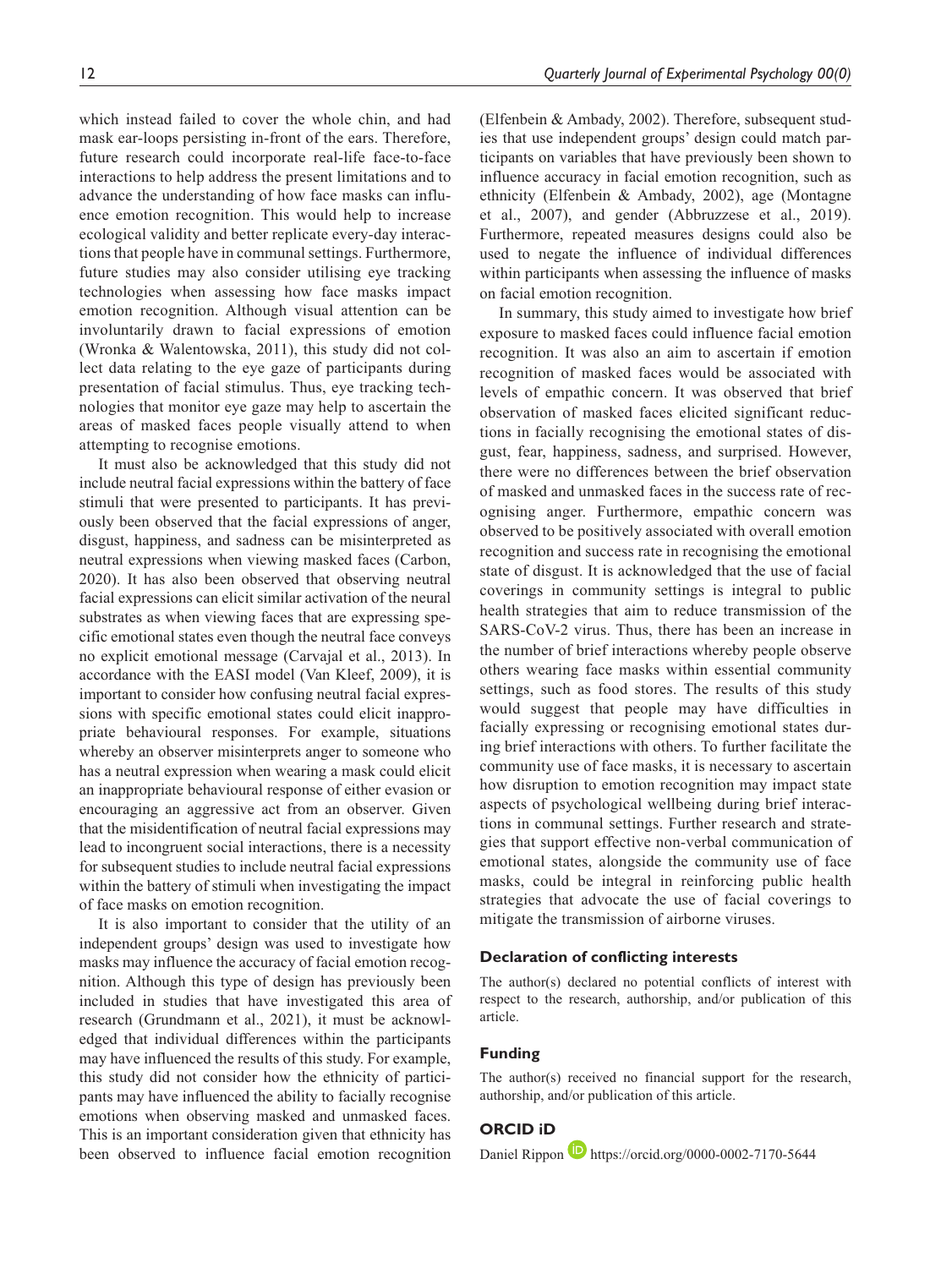which instead failed to cover the whole chin, and had mask ear-loops persisting in-front of the ears. Therefore, future research could incorporate real-life face-to-face interactions to help address the present limitations and to advance the understanding of how face masks can influence emotion recognition. This would help to increase ecological validity and better replicate every-day interactions that people have in communal settings. Furthermore, future studies may also consider utilising eye tracking technologies when assessing how face masks impact emotion recognition. Although visual attention can be involuntarily drawn to facial expressions of emotion (Wronka & Walentowska, 2011), this study did not collect data relating to the eye gaze of participants during presentation of facial stimulus. Thus, eye tracking technologies that monitor eye gaze may help to ascertain the areas of masked faces people visually attend to when attempting to recognise emotions.

It must also be acknowledged that this study did not include neutral facial expressions within the battery of face stimuli that were presented to participants. It has previously been observed that the facial expressions of anger, disgust, happiness, and sadness can be misinterpreted as neutral expressions when viewing masked faces (Carbon, 2020). It has also been observed that observing neutral facial expressions can elicit similar activation of the neural substrates as when viewing faces that are expressing specific emotional states even though the neutral face conveys no explicit emotional message (Carvajal et al., 2013). In accordance with the EASI model (Van Kleef, 2009), it is important to consider how confusing neutral facial expressions with specific emotional states could elicit inappropriate behavioural responses. For example, situations whereby an observer misinterprets anger to someone who has a neutral expression when wearing a mask could elicit an inappropriate behavioural response of either evasion or encouraging an aggressive act from an observer. Given that the misidentification of neutral facial expressions may lead to incongruent social interactions, there is a necessity for subsequent studies to include neutral facial expressions within the battery of stimuli when investigating the impact of face masks on emotion recognition.

It is also important to consider that the utility of an independent groups' design was used to investigate how masks may influence the accuracy of facial emotion recognition. Although this type of design has previously been included in studies that have investigated this area of research (Grundmann et al., 2021), it must be acknowledged that individual differences within the participants may have influenced the results of this study. For example, this study did not consider how the ethnicity of participants may have influenced the ability to facially recognise emotions when observing masked and unmasked faces. This is an important consideration given that ethnicity has been observed to influence facial emotion recognition (Elfenbein & Ambady, 2002). Therefore, subsequent studies that use independent groups' design could match participants on variables that have previously been shown to influence accuracy in facial emotion recognition, such as ethnicity (Elfenbein & Ambady, 2002), age (Montagne et al., 2007), and gender (Abbruzzese et al., 2019). Furthermore, repeated measures designs could also be used to negate the influence of individual differences within participants when assessing the influence of masks on facial emotion recognition.

In summary, this study aimed to investigate how brief exposure to masked faces could influence facial emotion recognition. It was also an aim to ascertain if emotion recognition of masked faces would be associated with levels of empathic concern. It was observed that brief observation of masked faces elicited significant reductions in facially recognising the emotional states of disgust, fear, happiness, sadness, and surprised. However, there were no differences between the brief observation of masked and unmasked faces in the success rate of recognising anger. Furthermore, empathic concern was observed to be positively associated with overall emotion recognition and success rate in recognising the emotional state of disgust. It is acknowledged that the use of facial coverings in community settings is integral to public health strategies that aim to reduce transmission of the SARS-CoV-2 virus. Thus, there has been an increase in the number of brief interactions whereby people observe others wearing face masks within essential community settings, such as food stores. The results of this study would suggest that people may have difficulties in facially expressing or recognising emotional states during brief interactions with others. To further facilitate the community use of face masks, it is necessary to ascertain how disruption to emotion recognition may impact state aspects of psychological wellbeing during brief interactions in communal settings. Further research and strategies that support effective non-verbal communication of emotional states, alongside the community use of face masks, could be integral in reinforcing public health strategies that advocate the use of facial coverings to mitigate the transmission of airborne viruses.

### Declaration of conflicting interests

The author(s) declared no potential conflicts of interest with respect to the research, authorship, and/or publication of this article.

### Funding

The author(s) received no financial support for the research, authorship, and/or publication of this article.

### ORCID iD

Daniel Rippon https://orcid.org/0000-0002-7170-5644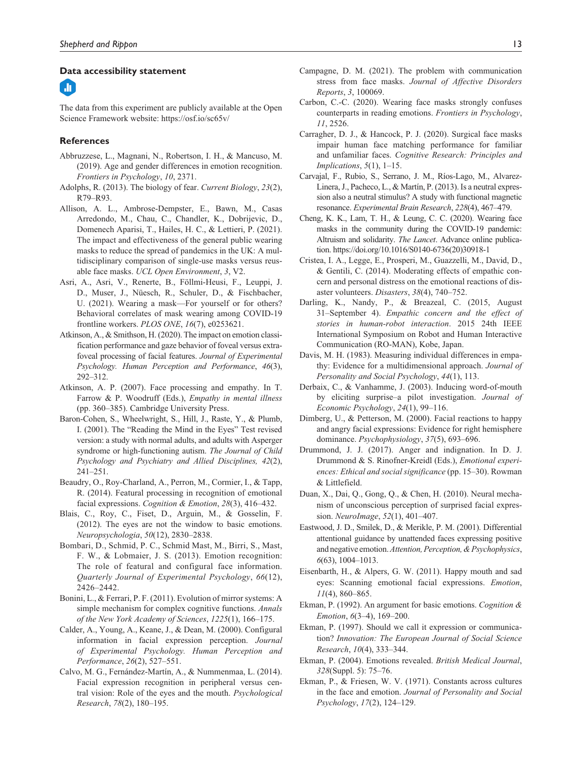### Data accessibility statement

The data from this experiment are publicly available at the Open Science Framework website: https://osf.io/sc65v/

### References

Abbruzzese, L., Magnani, N., Robertson, I. H., & Mancuso, M. (2019). Age and gender differences in emotion recognition. *Frontiers in Psychology*, *10*, 2371.

Adolphs, R. (2013). The biology of fear. *Current Biology*, *23*(2), R79–R93.

Allison, A. L., Ambrose-Dempster, E., Bawn, M., Casas Arredondo, M., Chau, C., Chandler, K., Dobrijevic, D., Domenech Aparisi, T., Hailes, H. C., & Lettieri, P. (2021). The impact and effectiveness of the general public wearing masks to reduce the spread of pandemics in the UK: A multidisciplinary comparison of single-use masks versus reusable face masks. *UCL Open Environment*, *3*, V2.

Asri, A., Asri, V., Renerte, B., Föllmi-Heusi, F., Leuppi, J. D., Muser, J., Nüesch, R., Schuler, D., & Fischbacher, U. (2021). Wearing a mask—For yourself or for others? Behavioral correlates of mask wearing among COVID-19 frontline workers. *PLOS ONE*, *16*(7), e0253621.

Atkinson, A., & Smithson, H. (2020). The impact on emotion classification performance and gaze behavior of foveal versus extrafoveal processing of facial features. *Journal of Experimental Psychology. Human Perception and Performance*, *46*(3), 292–312.

Atkinson, A. P. (2007). Face processing and empathy. In T. Farrow & P. Woodruff (Eds.), *Empathy in mental illness* (pp. 360–385). Cambridge University Press.

Baron-Cohen, S., Wheelwright, S., Hill, J., Raste, Y., & Plumb, I. (2001). The "Reading the Mind in the Eyes" Test revised version: a study with normal adults, and adults with Asperger syndrome or high-functioning autism. *The Journal of Child Psychology and Psychiatry and Allied Disciplines, 42*(2), 241–251.

Beaudry, O., Roy-Charland, A., Perron, M., Cormier, I., & Tapp, R. (2014). Featural processing in recognition of emotional facial expressions. *Cognition & Emotion*, *28*(3), 416–432.

Blais, C., Roy, C., Fiset, D., Arguin, M., & Gosselin, F. (2012). The eyes are not the window to basic emotions. *Neuropsychologia*, *50*(12), 2830–2838.

Bombari, D., Schmid, P. C., Schmid Mast, M., Birri, S., Mast, F. W., & Lobmaier, J. S. (2013). Emotion recognition: The role of featural and configural face information. *Quarterly Journal of Experimental Psychology*, *66*(12), 2426–2442.

Bonini, L., & Ferrari, P. F. (2011). Evolution of mirror systems: A simple mechanism for complex cognitive functions. *Annals of the New York Academy of Sciences*, *1225*(1), 166–175.

Calder, A., Young, A., Keane, J., & Dean, M. (2000). Configural information in facial expression perception. *Journal of Experimental Psychology. Human Perception and Performance*, *26*(2), 527–551.

Calvo, M. G., Fernández-Martín, A., & Nummenmaa, L. (2014). Facial expression recognition in peripheral versus central vision: Role of the eyes and the mouth. *Psychological Research*, *78*(2), 180–195.

Campagne, D. M. (2021). The problem with communication stress from face masks. *Journal of Affective Disorders Reports*, *3*, 100069.

Carbon, C.-C. (2020). Wearing face masks strongly confuses counterparts in reading emotions. *Frontiers in Psychology*, *11*, 2526.

Carragher, D. J., & Hancock, P. J. (2020). Surgical face masks impair human face matching performance for familiar and unfamiliar faces. *Cognitive Research: Principles and Implications*, *5*(1), 1–15.

Carvajal, F., Rubio, S., Serrano, J. M., Ríos-Lago, M., Alvarez-Linera, J., Pacheco, L., & Martín, P. (2013). Is a neutral expression also a neutral stimulus? A study with functional magnetic resonance. *Experimental Brain Research*, *228*(4), 467–479.

Cheng, K. K., Lam, T. H., & Leung, C. C. (2020). Wearing face masks in the community during the COVID-19 pandemic: Altruism and solidarity. *The Lancet*. Advance online publication. https://doi.org/10.1016/S0140-6736(20)30918-1

Cristea, I. A., Legge, E., Prosperi, M., Guazzelli, M., David, D., & Gentili, C. (2014). Moderating effects of empathic concern and personal distress on the emotional reactions of disaster volunteers. *Disasters*, *38*(4), 740–752.

Darling, K., Nandy, P., & Breazeal, C. (2015, August 31–September 4). *Empathic concern and the effect of stories in human-robot interaction*. 2015 24th IEEE International Symposium on Robot and Human Interactive Communication (RO-MAN), Kobe, Japan.

Davis, M. H. (1983). Measuring individual differences in empathy: Evidence for a multidimensional approach. *Journal of Personality and Social Psychology*, *44*(1), 113.

Derbaix, C., & Vanhamme, J. (2003). Inducing word-of-mouth by eliciting surprise–a pilot investigation. *Journal of Economic Psychology*, *24*(1), 99–116.

Dimberg, U., & Petterson, M. (2000). Facial reactions to happy and angry facial expressions: Evidence for right hemisphere dominance. *Psychophysiology*, *37*(5), 693–696.

Drummond, J. J. (2017). Anger and indignation. In D. J. Drummond & S. Rinofner-Kreidl (Eds.), *Emotional experiences: Ethical and social significance* (pp. 15–30). Rowman & Littlefield.

Duan, X., Dai, Q., Gong, Q., & Chen, H. (2010). Neural mechanism of unconscious perception of surprised facial expression. *NeuroImage*, *52*(1), 401–407.

Eastwood, J. D., Smilek, D., & Merikle, P. M. (2001). Differential attentional guidance by unattended faces expressing positive and negative emotion. *Attention, Perception, & Psychophysics*, *6*(63), 1004–1013.

Eisenbarth, H., & Alpers, G. W. (2011). Happy mouth and sad eyes: Scanning emotional facial expressions. *Emotion*, *11*(4), 860–865.

Ekman, P. (1992). An argument for basic emotions. *Cognition & Emotion*, *6*(3–4), 169–200.

Ekman, P. (1997). Should we call it expression or communication? *Innovation: The European Journal of Social Science Research*, *10*(4), 333–344.

Ekman, P. (2004). Emotions revealed. *British Medical Journal*, *328*(Suppl. 5): 75–76.

Ekman, P., & Friesen, W. V. (1971). Constants across cultures in the face and emotion. *Journal of Personality and Social Psychology*, *17*(2), 124–129.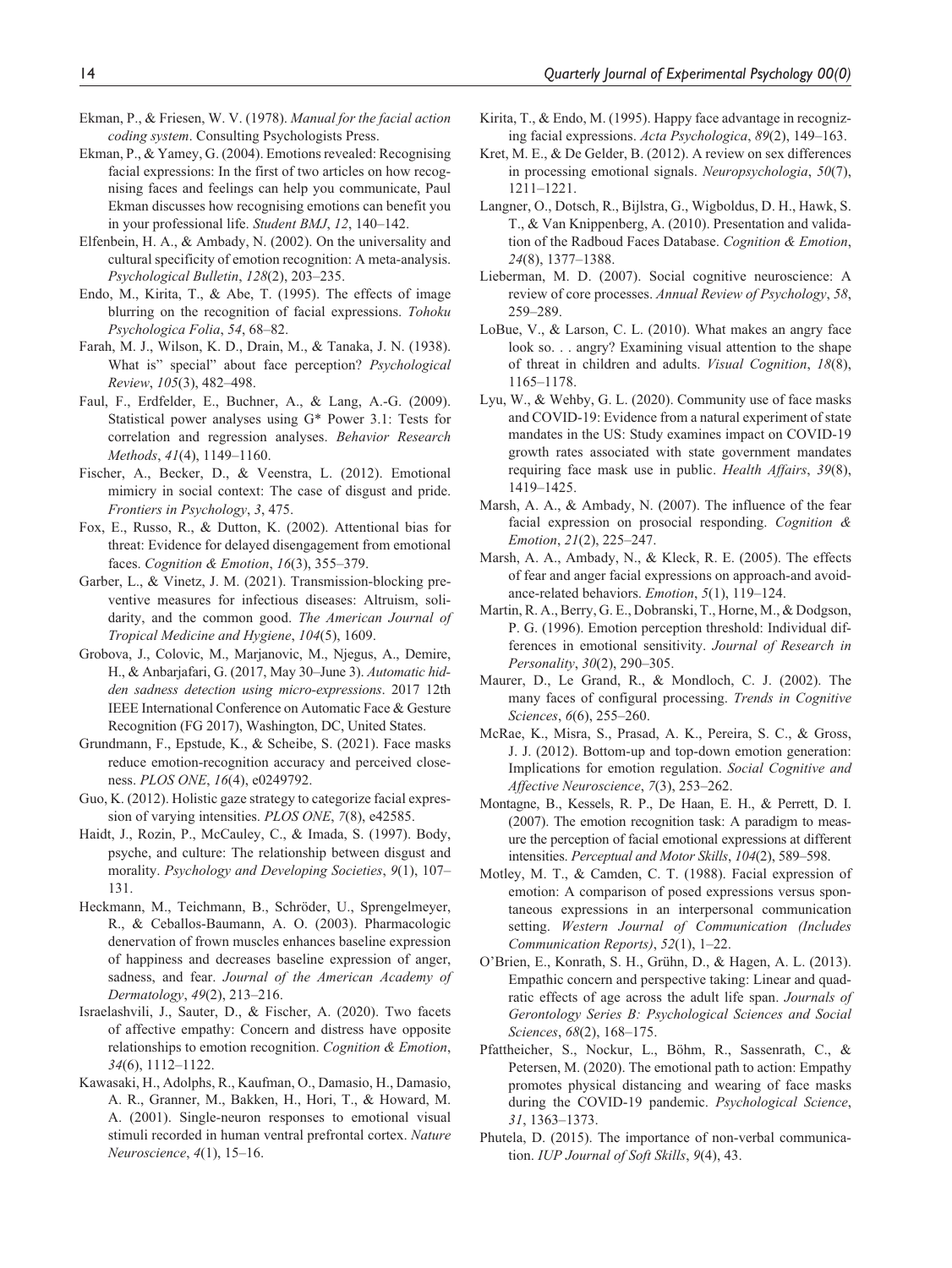Ekman, P., & Friesen, W. V. (1978). *Manual for the facial action coding system*. Consulting Psychologists Press.

Ekman, P., & Yamey, G. (2004). Emotions revealed: Recognising facial expressions: In the first of two articles on how recognising faces and feelings can help you communicate, Paul Ekman discusses how recognising emotions can benefit you in your professional life. *Student BMJ*, *12*, 140–142.

Elfenbein, H. A., & Ambady, N. (2002). On the universality and cultural specificity of emotion recognition: A meta-analysis. *Psychological Bulletin*, *128*(2), 203–235.

Endo, M., Kirita, T., & Abe, T. (1995). The effects of image blurring on the recognition of facial expressions. *Tohoku Psychologica Folia*, *54*, 68–82.

Farah, M. J., Wilson, K. D., Drain, M., & Tanaka, J. N. (1938). What is" special" about face perception? *Psychological Review*, *105*(3), 482–498.

Faul, F., Erdfelder, E., Buchner, A., & Lang, A.-G. (2009). Statistical power analyses using G* Power 3.1: Tests for correlation and regression analyses. *Behavior Research Methods*, *41*(4), 1149–1160.

Fischer, A., Becker, D., & Veenstra, L. (2012). Emotional mimicry in social context: The case of disgust and pride. *Frontiers in Psychology*, *3*, 475.

Fox, E., Russo, R., & Dutton, K. (2002). Attentional bias for threat: Evidence for delayed disengagement from emotional faces. *Cognition & Emotion*, *16*(3), 355–379.

Garber, L., & Vinetz, J. M. (2021). Transmission-blocking preventive measures for infectious diseases: Altruism, solidarity, and the common good. *The American Journal of Tropical Medicine and Hygiene*, *104*(5), 1609.

Grobova, J., Colovic, M., Marjanovic, M., Njegus, A., Demire, H., & Anbarjafari, G. (2017, May 30–June 3). *Automatic hidden sadness detection using micro-expressions*. 2017 12th IEEE International Conference on Automatic Face & Gesture Recognition (FG 2017), Washington, DC, United States.

Grundmann, F., Epstude, K., & Scheibe, S. (2021). Face masks reduce emotion-recognition accuracy and perceived closeness. *PLOS ONE*, *16*(4), e0249792.

Guo, K. (2012). Holistic gaze strategy to categorize facial expression of varying intensities. *PLOS ONE*, *7*(8), e42585.

Haidt, J., Rozin, P., McCauley, C., & Imada, S. (1997). Body, psyche, and culture: The relationship between disgust and morality. *Psychology and Developing Societies*, *9*(1), 107–131.

Heckmann, M., Teichmann, B., Schröder, U., Sprengelmeyer, R., & Ceballos-Baumann, A. O. (2003). Pharmacologic denervation of frown muscles enhances baseline expression of happiness and decreases baseline expression of anger, sadness, and fear. *Journal of the American Academy of Dermatology*, *49*(2), 213–216.

Israelashvili, J., Sauter, D., & Fischer, A. (2020). Two facets of affective empathy: Concern and distress have opposite relationships to emotion recognition. *Cognition & Emotion*, *34*(6), 1112–1122.

Kawasaki, H., Adolphs, R., Kaufman, O., Damasio, H., Damasio, A. R., Granner, M., Bakken, H., Hori, T., & Howard, M. A. (2001). Single-neuron responses to emotional visual stimuli recorded in human ventral prefrontal cortex. *Nature Neuroscience*, *4*(1), 15–16.

Kirita, T., & Endo, M. (1995). Happy face advantage in recognizing facial expressions. *Acta Psychologica*, *89*(2), 149–163.

Kret, M. E., & De Gelder, B. (2012). A review on sex differences in processing emotional signals. *Neuropsychologia*, *50*(7), 1211–1221.

Langner, O., Dotsch, R., Bijlstra, G., Wigboldus, D. H., Hawk, S. T., & Van Knippenberg, A. (2010). Presentation and validation of the Radboud Faces Database. *Cognition & Emotion*, *24*(8), 1377–1388.

Lieberman, M. D. (2007). Social cognitive neuroscience: A review of core processes. *Annual Review of Psychology*, *58*, 259–289.

LoBue, V., & Larson, C. L. (2010). What makes an angry face look so. . . angry? Examining visual attention to the shape of threat in children and adults. *Visual Cognition*, *18*(8), 1165–1178.

Lyu, W., & Wehby, G. L. (2020). Community use of face masks and COVID-19: Evidence from a natural experiment of state mandates in the US: Study examines impact on COVID-19 growth rates associated with state government mandates requiring face mask use in public. *Health Affairs*, *39*(8), 1419–1425.

Marsh, A. A., & Ambady, N. (2007). The influence of the fear facial expression on prosocial responding. *Cognition & Emotion*, *21*(2), 225–247.

Marsh, A. A., Ambady, N., & Kleck, R. E. (2005). The effects of fear and anger facial expressions on approach-and avoidance-related behaviors. *Emotion*, *5*(1), 119–124.

Martin, R. A., Berry, G. E., Dobranski, T., Horne, M., & Dodgson, P. G. (1996). Emotion perception threshold: Individual differences in emotional sensitivity. *Journal of Research in Personality*, *30*(2), 290–305.

Maurer, D., Le Grand, R., & Mondloch, C. J. (2002). The many faces of configural processing. *Trends in Cognitive Sciences*, *6*(6), 255–260.

McRae, K., Misra, S., Prasad, A. K., Pereira, S. C., & Gross, J. J. (2012). Bottom-up and top-down emotion generation: Implications for emotion regulation. *Social Cognitive and Affective Neuroscience*, *7*(3), 253–262.

Montagne, B., Kessels, R. P., De Haan, E. H., & Perrett, D. I. (2007). The emotion recognition task: A paradigm to measure the perception of facial emotional expressions at different intensities. *Perceptual and Motor Skills*, *104*(2), 589–598.

Motley, M. T., & Camden, C. T. (1988). Facial expression of emotion: A comparison of posed expressions versus spontaneous expressions in an interpersonal communication setting. *Western Journal of Communication (Includes Communication Reports)*, *52*(1), 1–22.

O'Brien, E., Konrath, S. H., Grühn, D., & Hagen, A. L. (2013). Empathic concern and perspective taking: Linear and quadratic effects of age across the adult life span. *Journals of Gerontology Series B: Psychological Sciences and Social Sciences*, *68*(2), 168–175.

Pfattheicher, S., Nockur, L., Böhm, R., Sassenrath, C., & Petersen, M. (2020). The emotional path to action: Empathy promotes physical distancing and wearing of face masks during the COVID-19 pandemic. *Psychological Science*, *31*, 1363–1373.

Phutela, D. (2015). The importance of non-verbal communication. *IUP Journal of Soft Skills*, *9*(4), 43.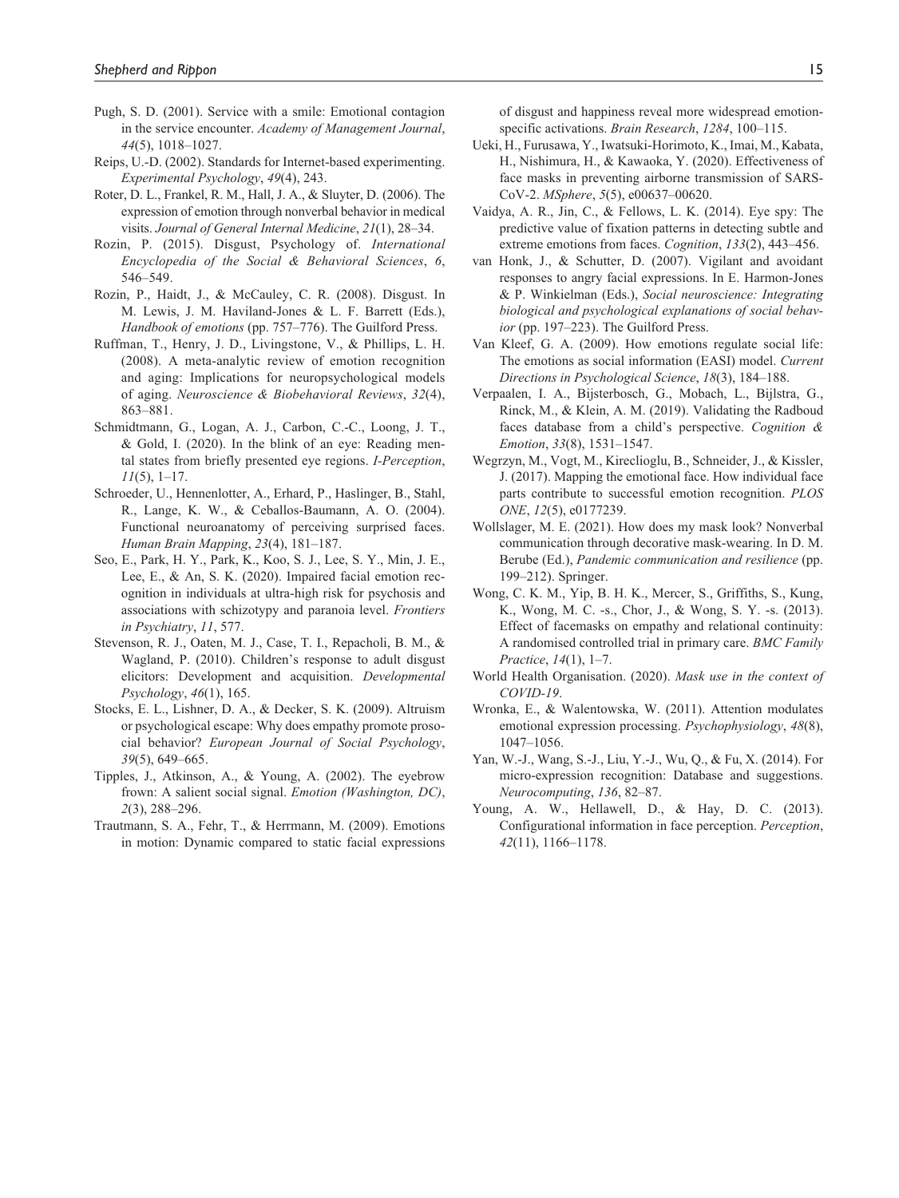Pugh, S. D. (2001). Service with a smile: Emotional contagion in the service encounter. *Academy of Management Journal*, *44*(5), 1018–1027.

Reips, U.-D. (2002). Standards for Internet-based experimenting. *Experimental Psychology*, *49*(4), 243.

Roter, D. L., Frankel, R. M., Hall, J. A., & Sluyter, D. (2006). The expression of emotion through nonverbal behavior in medical visits. *Journal of General Internal Medicine*, *21*(1), 28–34.

Rozin, P. (2015). Disgust, Psychology of. *International Encyclopedia of the Social & Behavioral Sciences*, *6*, 546–549.

Rozin, P., Haidt, J., & McCauley, C. R. (2008). Disgust. In M. Lewis, J. M. Haviland-Jones & L. F. Barrett (Eds.), *Handbook of emotions* (pp. 757–776). The Guilford Press.

Ruffman, T., Henry, J. D., Livingstone, V., & Phillips, L. H. (2008). A meta-analytic review of emotion recognition and aging: Implications for neuropsychological models of aging. *Neuroscience & Biobehavioral Reviews*, *32*(4), 863–881.

Schmidtmann, G., Logan, A. J., Carbon, C.-C., Loong, J. T., & Gold, I. (2020). In the blink of an eye: Reading mental states from briefly presented eye regions. *I-Perception*, *11*(5), 1–17.

Schroeder, U., Hennenlotter, A., Erhard, P., Haslinger, B., Stahl, R., Lange, K. W., & Ceballos-Baumann, A. O. (2004). Functional neuroanatomy of perceiving surprised faces. *Human Brain Mapping*, *23*(4), 181–187.

Seo, E., Park, H. Y., Park, K., Koo, S. J., Lee, S. Y., Min, J. E., Lee, E., & An, S. K. (2020). Impaired facial emotion recognition in individuals at ultra-high risk for psychosis and associations with schizotypy and paranoia level. *Frontiers in Psychiatry*, *11*, 577.

Stevenson, R. J., Oaten, M. J., Case, T. I., Repacholi, B. M., & Wagland, P. (2010). Children's response to adult disgust elicitors: Development and acquisition. *Developmental Psychology*, *46*(1), 165.

Stocks, E. L., Lishner, D. A., & Decker, S. K. (2009). Altruism or psychological escape: Why does empathy promote prosocial behavior? *European Journal of Social Psychology*, *39*(5), 649–665.

Tipples, J., Atkinson, A., & Young, A. (2002). The eyebrow frown: A salient social signal. *Emotion (Washington, DC)*, *2*(3), 288–296.

Trautmann, S. A., Fehr, T., & Herrmann, M. (2009). Emotions in motion: Dynamic compared to static facial expressions of disgust and happiness reveal more widespread emotion-specific activations. *Brain Research*, *1284*, 100–115.

Ueki, H., Furusawa, Y., Iwatsuki-Horimoto, K., Imai, M., Kabata, H., Nishimura, H., & Kawaoka, Y. (2020). Effectiveness of face masks in preventing airborne transmission of SARS-CoV-2. *MSphere*, *5*(5), e00637–00620.

Vaidya, A. R., Jin, C., & Fellows, L. K. (2014). Eye spy: The predictive value of fixation patterns in detecting subtle and extreme emotions from faces. *Cognition*, *133*(2), 443–456.

van Honk, J., & Schutter, D. (2007). Vigilant and avoidant responses to angry facial expressions. In E. Harmon-Jones & P. Winkielman (Eds.), *Social neuroscience: Integrating biological and psychological explanations of social behavior* (pp. 197–223). The Guilford Press.

Van Kleef, G. A. (2009). How emotions regulate social life: The emotions as social information (EASI) model. *Current Directions in Psychological Science*, *18*(3), 184–188.

Verpaalen, I. A., Bijsterbosch, G., Mobach, L., Bijlstra, G., Rinck, M., & Klein, A. M. (2019). Validating the Radboud faces database from a child's perspective. *Cognition & Emotion*, *33*(8), 1531–1547.

Wegrzyn, M., Vogt, M., Kireclioglu, B., Schneider, J., & Kissler, J. (2017). Mapping the emotional face. How individual face parts contribute to successful emotion recognition. *PLOS ONE*, *12*(5), e0177239.

Wollslager, M. E. (2021). How does my mask look? Nonverbal communication through decorative mask-wearing. In D. M. Berube (Ed.), *Pandemic communication and resilience* (pp. 199–212). Springer.

Wong, C. K. M., Yip, B. H. K., Mercer, S., Griffiths, S., Kung, K., Wong, M. C. -s., Chor, J., & Wong, S. Y. -s. (2013). Effect of facemasks on empathy and relational continuity: A randomised controlled trial in primary care. *BMC Family Practice*, *14*(1), 1–7.

World Health Organisation. (2020). *Mask use in the context of COVID-19*.

Wronka, E., & Walentowska, W. (2011). Attention modulates emotional expression processing. *Psychophysiology*, *48*(8), 1047–1056.

Yan, W.-J., Wang, S.-J., Liu, Y.-J., Wu, Q., & Fu, X. (2014). For micro-expression recognition: Database and suggestions. *Neurocomputing*, *136*, 82–87.

Young, A. W., Hellawell, D., & Hay, D. C. (2013). Configurational information in face perception. *Perception*, *42*(11), 1166–1178.